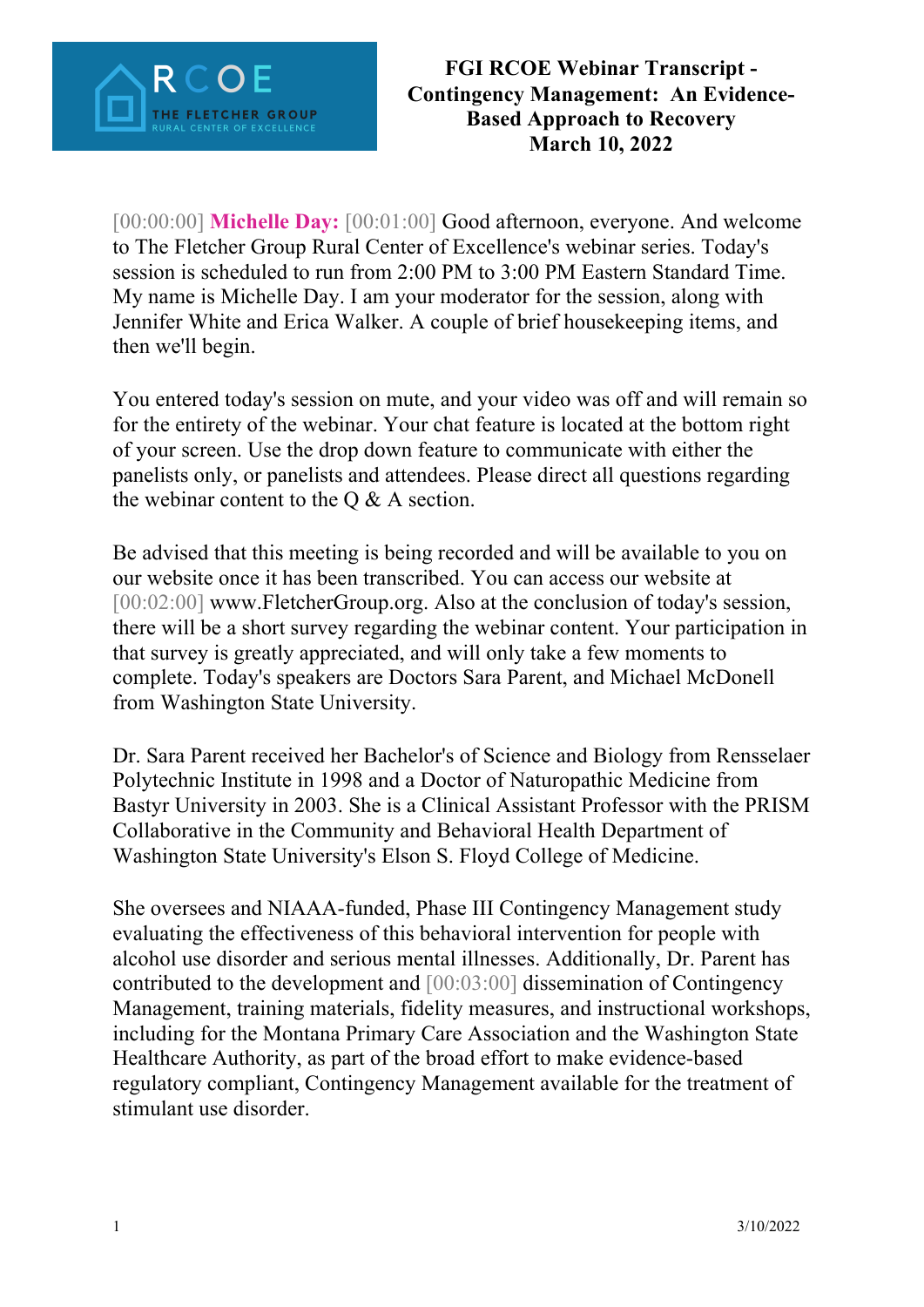# FGI RCOE Webinar Transcript - Contingency Management: An Evidence-Based Approach to Recovery
## March 10, 2022

[00:00:00] **Michelle Day:** [00:01:00] Good afternoon, everyone. And welcome to The Fletcher Group Rural Center of Excellence's webinar series. Today's session is scheduled to run from 2:00 PM to 3:00 PM Eastern Standard Time. My name is Michelle Day. I am your moderator for the session, along with Jennifer White and Erica Walker. A couple of brief housekeeping items, and then we'll begin.

You entered today's session on mute, and your video was off and will remain so for the entirety of the webinar. Your chat feature is located at the bottom right of your screen. Use the drop down feature to communicate with either the panelists only, or panelists and attendees. Please direct all questions regarding the webinar content to the Q & A section.

Be advised that this meeting is being recorded and will be available to you on our website once it has been transcribed. You can access our website at [00:02:00] www.FletcherGroup.org. Also at the conclusion of today's session, there will be a short survey regarding the webinar content. Your participation in that survey is greatly appreciated, and will only take a few moments to complete. Today's speakers are Doctors Sara Parent, and Michael McDonell from Washington State University.

Dr. Sara Parent received her Bachelor's of Science and Biology from Rensselaer Polytechnic Institute in 1998 and a Doctor of Naturopathic Medicine from Bastyr University in 2003. She is a Clinical Assistant Professor with the PRISM Collaborative in the Community and Behavioral Health Department of Washington State University's Elson S. Floyd College of Medicine.

She oversees and NIAAA-funded, Phase III Contingency Management study evaluating the effectiveness of this behavioral intervention for people with alcohol use disorder and serious mental illnesses. Additionally, Dr. Parent has contributed to the development and [00:03:00] dissemination of Contingency Management, training materials, fidelity measures, and instructional workshops, including for the Montana Primary Care Association and the Washington State Healthcare Authority, as part of the broad effort to make evidence-based regulatory compliant, Contingency Management available for the treatment of stimulant use disorder.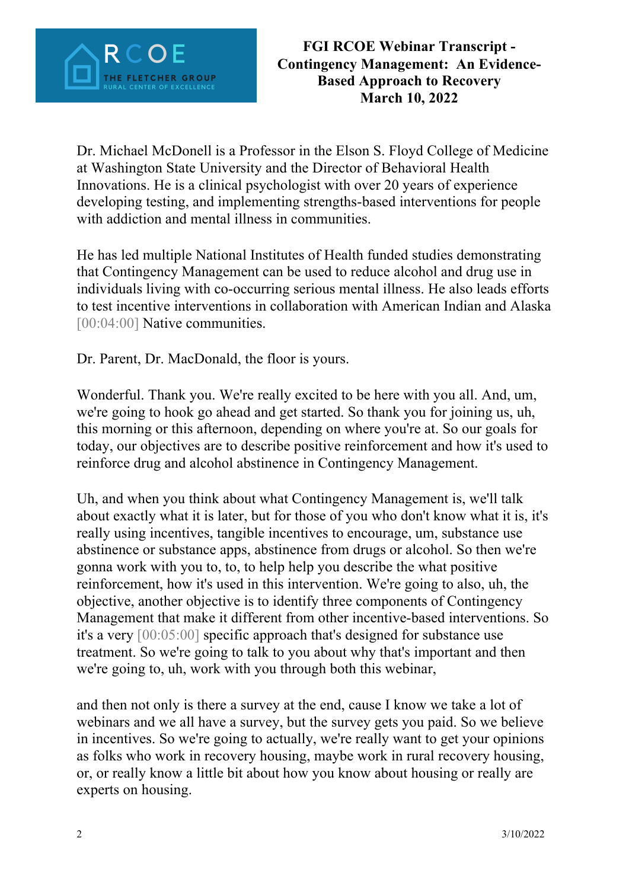Dr. Michael McDonell is a Professor in the Elson S. Floyd College of Medicine at Washington State University and the Director of Behavioral Health Innovations. He is a clinical psychologist with over 20 years of experience developing testing, and implementing strengths-based interventions for people with addiction and mental illness in communities.

He has led multiple National Institutes of Health funded studies demonstrating that Contingency Management can be used to reduce alcohol and drug use in individuals living with co-occurring serious mental illness. He also leads efforts to test incentive interventions in collaboration with American Indian and Alaska [00:04:00] Native communities.

Dr. Parent, Dr. MacDonald, the floor is yours.

Wonderful. Thank you. We're really excited to be here with you all. And, um, we're going to hook go ahead and get started. So thank you for joining us, uh, this morning or this afternoon, depending on where you're at. So our goals for today, our objectives are to describe positive reinforcement and how it's used to reinforce drug and alcohol abstinence in Contingency Management.

Uh, and when you think about what Contingency Management is, we'll talk about exactly what it is later, but for those of you who don't know what it is, it's really using incentives, tangible incentives to encourage, um, substance use abstinence or substance apps, abstinence from drugs or alcohol. So then we're gonna work with you to, to, to help help you describe the what positive reinforcement, how it's used in this intervention. We're going to also, uh, the objective, another objective is to identify three components of Contingency Management that make it different from other incentive-based interventions. So it's a very [00:05:00] specific approach that's designed for substance use treatment. So we're going to talk to you about why that's important and then we're going to, uh, work with you through both this webinar,

and then not only is there a survey at the end, cause I know we take a lot of webinars and we all have a survey, but the survey gets you paid. So we believe in incentives. So we're going to actually, we're really want to get your opinions as folks who work in recovery housing, maybe work in rural recovery housing, or, or really know a little bit about how you know about housing or really are experts on housing.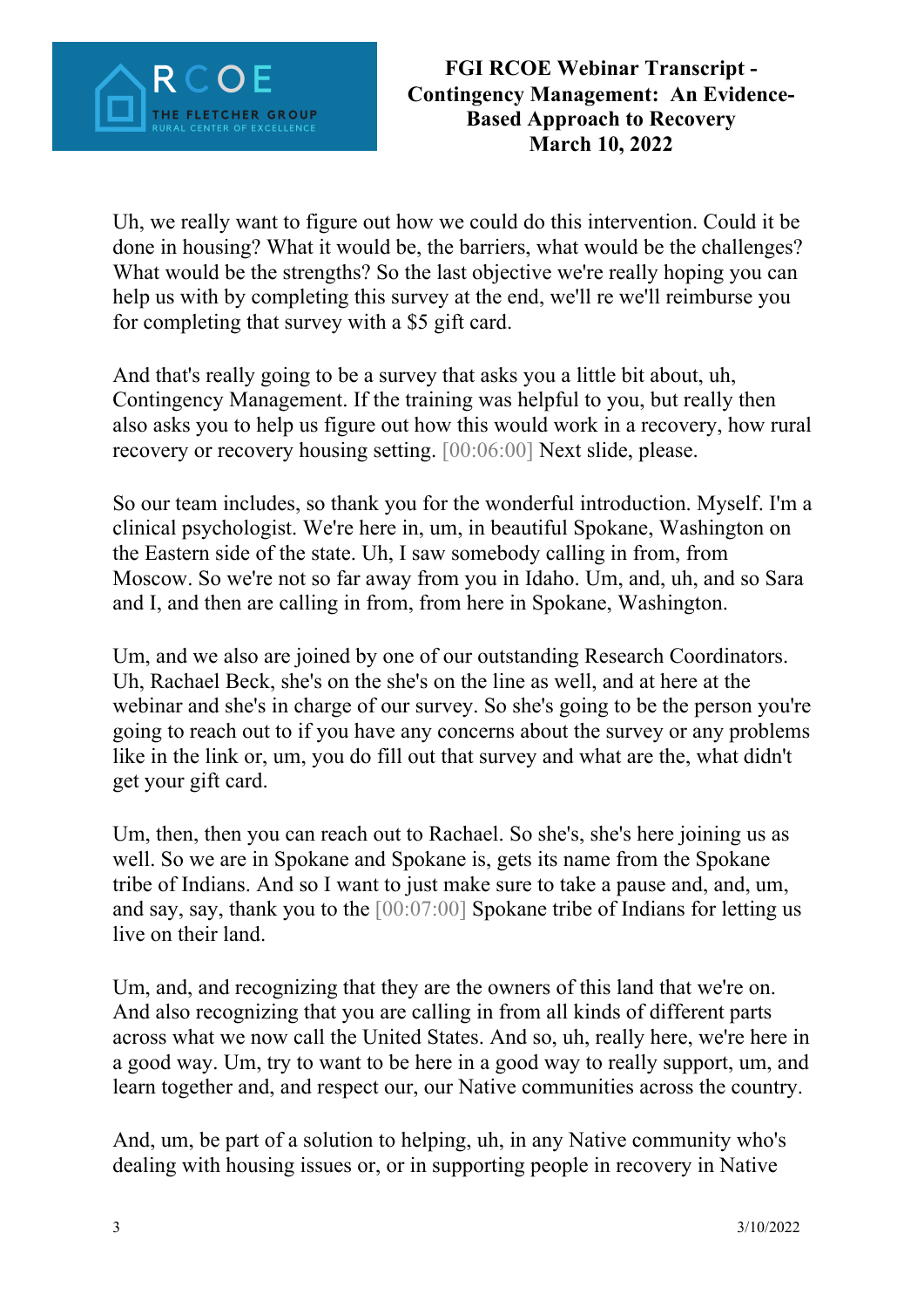Uh, we really want to figure out how we could do this intervention. Could it be done in housing? What it would be, the barriers, what would be the challenges? What would be the strengths? So the last objective we're really hoping you can help us with by completing this survey at the end, we'll re we'll reimburse you for completing that survey with a $5 gift card.

And that's really going to be a survey that asks you a little bit about, uh, Contingency Management. If the training was helpful to you, but really then also asks you to help us figure out how this would work in a recovery, how rural recovery or recovery housing setting. [00:06:00] Next slide, please.

So our team includes, so thank you for the wonderful introduction. Myself. I'm a clinical psychologist. We're here in, um, in beautiful Spokane, Washington on the Eastern side of the state. Uh, I saw somebody calling in from, from Moscow. So we're not so far away from you in Idaho. Um, and, uh, and so Sara and I, and then are calling in from, from here in Spokane, Washington.

Um, and we also are joined by one of our outstanding Research Coordinators. Uh, Rachael Beck, she's on the she's on the line as well, and at here at the webinar and she's in charge of our survey. So she's going to be the person you're going to reach out to if you have any concerns about the survey or any problems like in the link or, um, you do fill out that survey and what are the, what didn't get your gift card.

Um, then, then you can reach out to Rachael. So she's, she's here joining us as well. So we are in Spokane and Spokane is, gets its name from the Spokane tribe of Indians. And so I want to just make sure to take a pause and, and, um, and say, say, thank you to the [00:07:00] Spokane tribe of Indians for letting us live on their land.

Um, and, and recognizing that they are the owners of this land that we're on. And also recognizing that you are calling in from all kinds of different parts across what we now call the United States. And so, uh, really here, we're here in a good way. Um, try to want to be here in a good way to really support, um, and learn together and, and respect our, our Native communities across the country.

And, um, be part of a solution to helping, uh, in any Native community who's dealing with housing issues or, or in supporting people in recovery in Native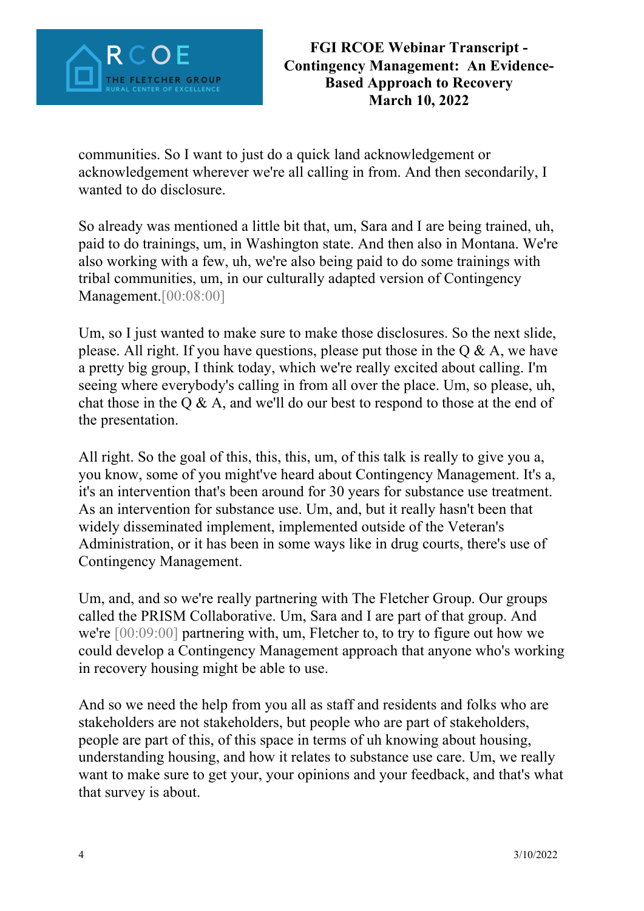communities. So I want to just do a quick land acknowledgement or acknowledgement wherever we're all calling in from. And then secondarily, I wanted to do disclosure.

So already was mentioned a little bit that, um, Sara and I are being trained, uh, paid to do trainings, um, in Washington state. And then also in Montana. We're also working with a few, uh, we're also being paid to do some trainings with tribal communities, um, in our culturally adapted version of Contingency Management.[00:08:00]

Um, so I just wanted to make sure to make those disclosures. So the next slide, please. All right. If you have questions, please put those in the Q & A, we have a pretty big group, I think today, which we're really excited about calling. I'm seeing where everybody's calling in from all over the place. Um, so please, uh, chat those in the Q & A, and we'll do our best to respond to those at the end of the presentation.

All right. So the goal of this, this, this, um, of this talk is really to give you a, you know, some of you might've heard about Contingency Management. It's a, it's an intervention that's been around for 30 years for substance use treatment. As an intervention for substance use. Um, and, but it really hasn't been that widely disseminated implement, implemented outside of the Veteran's Administration, or it has been in some ways like in drug courts, there's use of Contingency Management.

Um, and, and so we're really partnering with The Fletcher Group. Our groups called the PRISM Collaborative. Um, Sara and I are part of that group. And we're [00:09:00] partnering with, um, Fletcher to, to try to figure out how we could develop a Contingency Management approach that anyone who's working in recovery housing might be able to use.

And so we need the help from you all as staff and residents and folks who are stakeholders are not stakeholders, but people who are part of stakeholders, people are part of this, of this space in terms of uh knowing about housing, understanding housing, and how it relates to substance use care. Um, we really want to make sure to get your, your opinions and your feedback, and that's what that survey is about.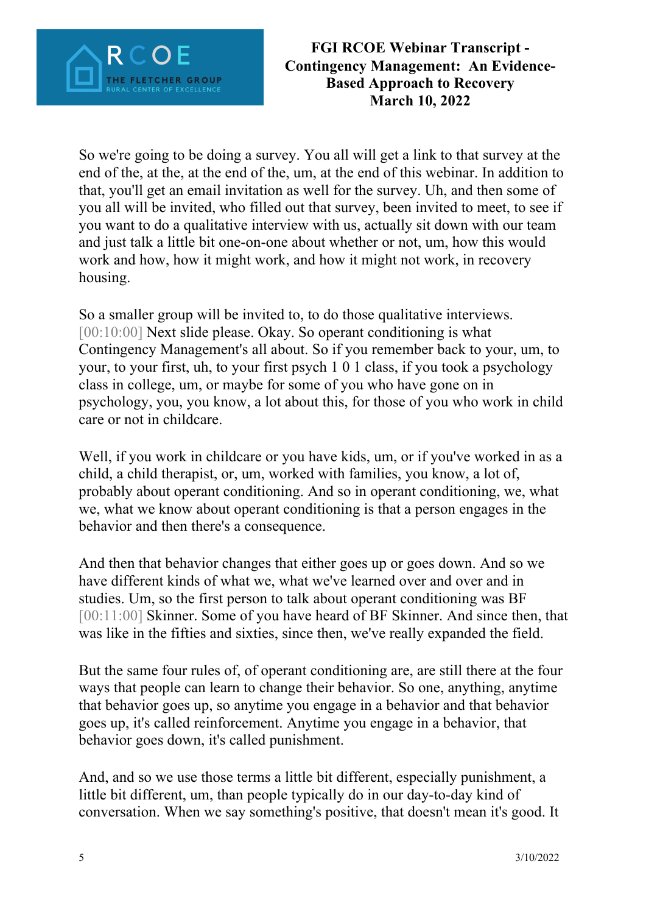So we're going to be doing a survey. You all will get a link to that survey at the end of the, at the, at the end of the, um, at the end of this webinar. In addition to that, you'll get an email invitation as well for the survey. Uh, and then some of you all will be invited, who filled out that survey, been invited to meet, to see if you want to do a qualitative interview with us, actually sit down with our team and just talk a little bit one-on-one about whether or not, um, how this would work and how, how it might work, and how it might not work, in recovery housing.

So a smaller group will be invited to, to do those qualitative interviews. [00:10:00] Next slide please. Okay. So operant conditioning is what Contingency Management's all about. So if you remember back to your, um, to your, to your first, uh, to your first psych 1 0 1 class, if you took a psychology class in college, um, or maybe for some of you who have gone on in psychology, you, you know, a lot about this, for those of you who work in child care or not in childcare.

Well, if you work in childcare or you have kids, um, or if you've worked in as a child, a child therapist, or, um, worked with families, you know, a lot of, probably about operant conditioning. And so in operant conditioning, we, what we, what we know about operant conditioning is that a person engages in the behavior and then there's a consequence.

And then that behavior changes that either goes up or goes down. And so we have different kinds of what we, what we've learned over and over and in studies. Um, so the first person to talk about operant conditioning was BF [00:11:00] Skinner. Some of you have heard of BF Skinner. And since then, that was like in the fifties and sixties, since then, we've really expanded the field.

But the same four rules of, of operant conditioning are, are still there at the four ways that people can learn to change their behavior. So one, anything, anytime that behavior goes up, so anytime you engage in a behavior and that behavior goes up, it's called reinforcement. Anytime you engage in a behavior, that behavior goes down, it's called punishment.

And, and so we use those terms a little bit different, especially punishment, a little bit different, um, than people typically do in our day-to-day kind of conversation. When we say something's positive, that doesn't mean it's good. It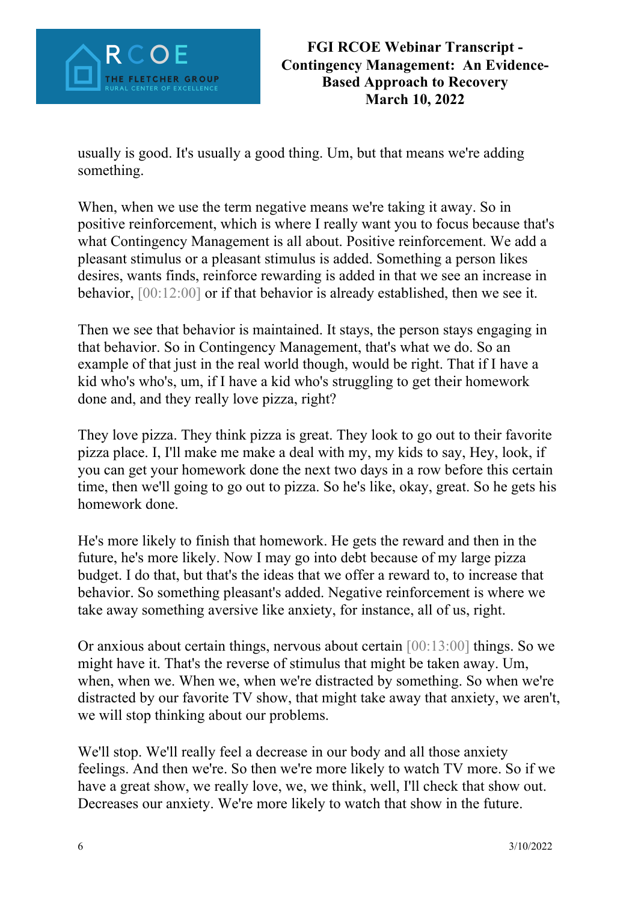usually is good. It's usually a good thing. Um, but that means we're adding something.

When, when we use the term negative means we're taking it away. So in positive reinforcement, which is where I really want you to focus because that's what Contingency Management is all about. Positive reinforcement. We add a pleasant stimulus or a pleasant stimulus is added. Something a person likes desires, wants finds, reinforce rewarding is added in that we see an increase in behavior, [00:12:00] or if that behavior is already established, then we see it.

Then we see that behavior is maintained. It stays, the person stays engaging in that behavior. So in Contingency Management, that's what we do. So an example of that just in the real world though, would be right. That if I have a kid who's who's, um, if I have a kid who's struggling to get their homework done and, and they really love pizza, right?

They love pizza. They think pizza is great. They look to go out to their favorite pizza place. I, I'll make me make a deal with my, my kids to say, Hey, look, if you can get your homework done the next two days in a row before this certain time, then we'll going to go out to pizza. So he's like, okay, great. So he gets his homework done.

He's more likely to finish that homework. He gets the reward and then in the future, he's more likely. Now I may go into debt because of my large pizza budget. I do that, but that's the ideas that we offer a reward to, to increase that behavior. So something pleasant's added. Negative reinforcement is where we take away something aversive like anxiety, for instance, all of us, right.

Or anxious about certain things, nervous about certain [00:13:00] things. So we might have it. That's the reverse of stimulus that might be taken away. Um, when, when we. When we, when we're distracted by something. So when we're distracted by our favorite TV show, that might take away that anxiety, we aren't, we will stop thinking about our problems.

We'll stop. We'll really feel a decrease in our body and all those anxiety feelings. And then we're. So then we're more likely to watch TV more. So if we have a great show, we really love, we, we think, well, I'll check that show out. Decreases our anxiety. We're more likely to watch that show in the future.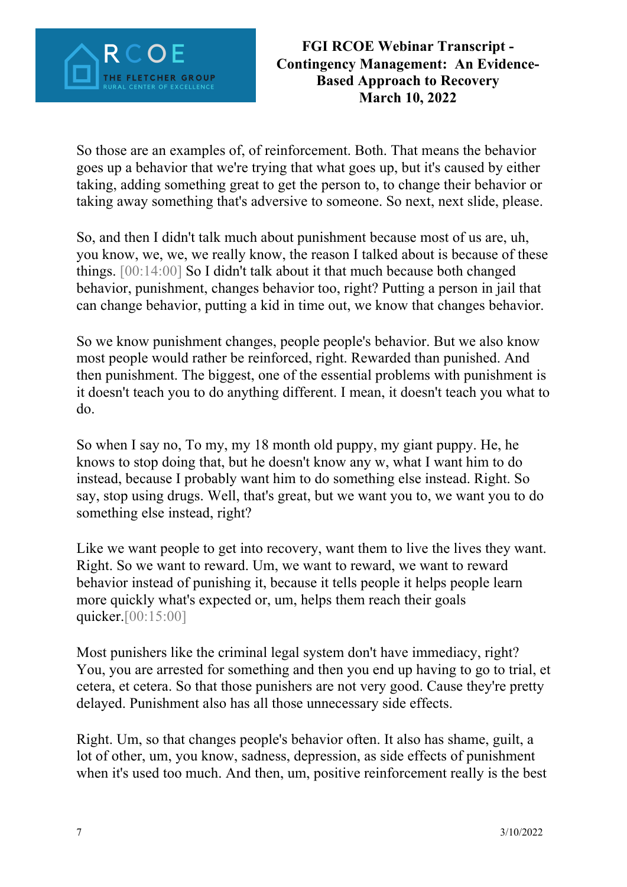So those are an examples of, of reinforcement. Both. That means the behavior goes up a behavior that we're trying that what goes up, but it's caused by either taking, adding something great to get the person to, to change their behavior or taking away something that's adversive to someone. So next, next slide, please.

So, and then I didn't talk much about punishment because most of us are, uh, you know, we, we, we really know, the reason I talked about is because of these things. [00:14:00] So I didn't talk about it that much because both changed behavior, punishment, changes behavior too, right? Putting a person in jail that can change behavior, putting a kid in time out, we know that changes behavior.

So we know punishment changes, people people's behavior. But we also know most people would rather be reinforced, right. Rewarded than punished. And then punishment. The biggest, one of the essential problems with punishment is it doesn't teach you to do anything different. I mean, it doesn't teach you what to do.

So when I say no, To my, my 18 month old puppy, my giant puppy. He, he knows to stop doing that, but he doesn't know any w, what I want him to do instead, because I probably want him to do something else instead. Right. So say, stop using drugs. Well, that's great, but we want you to, we want you to do something else instead, right?

Like we want people to get into recovery, want them to live the lives they want. Right. So we want to reward. Um, we want to reward, we want to reward behavior instead of punishing it, because it tells people it helps people learn more quickly what's expected or, um, helps them reach their goals quicker.[00:15:00]

Most punishers like the criminal legal system don't have immediacy, right? You, you are arrested for something and then you end up having to go to trial, et cetera, et cetera. So that those punishers are not very good. Cause they're pretty delayed. Punishment also has all those unnecessary side effects.

Right. Um, so that changes people's behavior often. It also has shame, guilt, a lot of other, um, you know, sadness, depression, as side effects of punishment when it's used too much. And then, um, positive reinforcement really is the best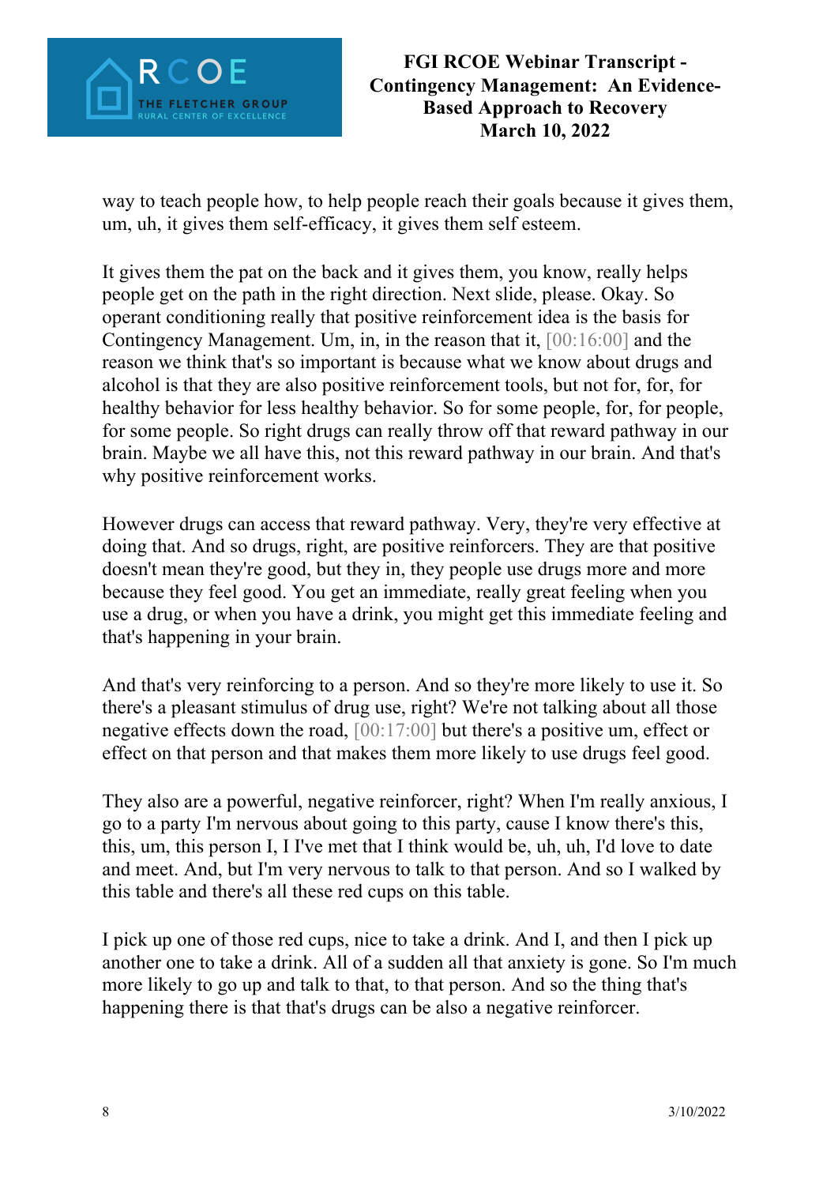way to teach people how, to help people reach their goals because it gives them, um, uh, it gives them self-efficacy, it gives them self esteem.

It gives them the pat on the back and it gives them, you know, really helps people get on the path in the right direction. Next slide, please. Okay. So operant conditioning really that positive reinforcement idea is the basis for Contingency Management. Um, in, in the reason that it, [00:16:00] and the reason we think that's so important is because what we know about drugs and alcohol is that they are also positive reinforcement tools, but not for, for, for healthy behavior for less healthy behavior. So for some people, for, for people, for some people. So right drugs can really throw off that reward pathway in our brain. Maybe we all have this, not this reward pathway in our brain. And that's why positive reinforcement works.

However drugs can access that reward pathway. Very, they're very effective at doing that. And so drugs, right, are positive reinforcers. They are that positive doesn't mean they're good, but they in, they people use drugs more and more because they feel good. You get an immediate, really great feeling when you use a drug, or when you have a drink, you might get this immediate feeling and that's happening in your brain.

And that's very reinforcing to a person. And so they're more likely to use it. So there's a pleasant stimulus of drug use, right? We're not talking about all those negative effects down the road, [00:17:00] but there's a positive um, effect or effect on that person and that makes them more likely to use drugs feel good.

They also are a powerful, negative reinforcer, right? When I'm really anxious, I go to a party I'm nervous about going to this party, cause I know there's this, this, um, this person I, I I've met that I think would be, uh, uh, I'd love to date and meet. And, but I'm very nervous to talk to that person. And so I walked by this table and there's all these red cups on this table.

I pick up one of those red cups, nice to take a drink. And I, and then I pick up another one to take a drink. All of a sudden all that anxiety is gone. So I'm much more likely to go up and talk to that, to that person. And so the thing that's happening there is that that's drugs can be also a negative reinforcer.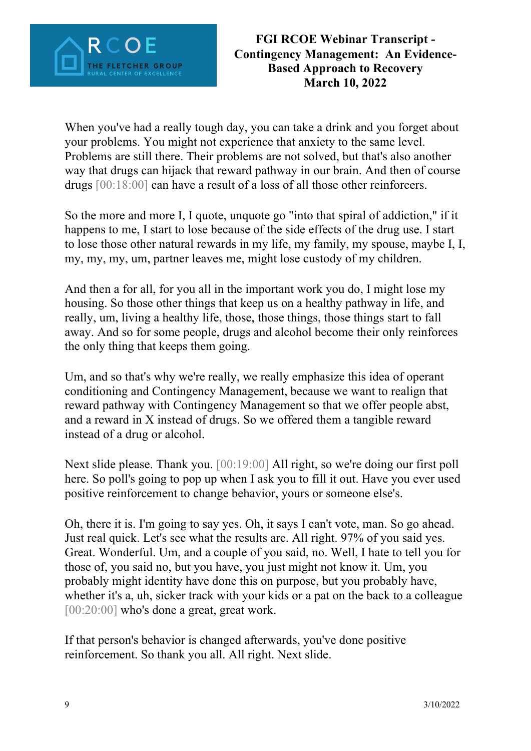When you've had a really tough day, you can take a drink and you forget about your problems. You might not experience that anxiety to the same level. Problems are still there. Their problems are not solved, but that's also another way that drugs can hijack that reward pathway in our brain. And then of course drugs [00:18:00] can have a result of a loss of all those other reinforcers.

So the more and more I, I quote, unquote go "into that spiral of addiction," if it happens to me, I start to lose because of the side effects of the drug use. I start to lose those other natural rewards in my life, my family, my spouse, maybe I, I, my, my, my, um, partner leaves me, might lose custody of my children.

And then a for all, for you all in the important work you do, I might lose my housing. So those other things that keep us on a healthy pathway in life, and really, um, living a healthy life, those, those things, those things start to fall away. And so for some people, drugs and alcohol become their only reinforces the only thing that keeps them going.

Um, and so that's why we're really, we really emphasize this idea of operant conditioning and Contingency Management, because we want to realign that reward pathway with Contingency Management so that we offer people abst, and a reward in X instead of drugs. So we offered them a tangible reward instead of a drug or alcohol.

Next slide please. Thank you. [00:19:00] All right, so we're doing our first poll here. So poll's going to pop up when I ask you to fill it out. Have you ever used positive reinforcement to change behavior, yours or someone else's.

Oh, there it is. I'm going to say yes. Oh, it says I can't vote, man. So go ahead. Just real quick. Let's see what the results are. All right. 97% of you said yes. Great. Wonderful. Um, and a couple of you said, no. Well, I hate to tell you for those of, you said no, but you have, you just might not know it. Um, you probably might identity have done this on purpose, but you probably have, whether it's a, uh, sicker track with your kids or a pat on the back to a colleague [00:20:00] who's done a great, great work.

If that person's behavior is changed afterwards, you've done positive reinforcement. So thank you all. All right. Next slide.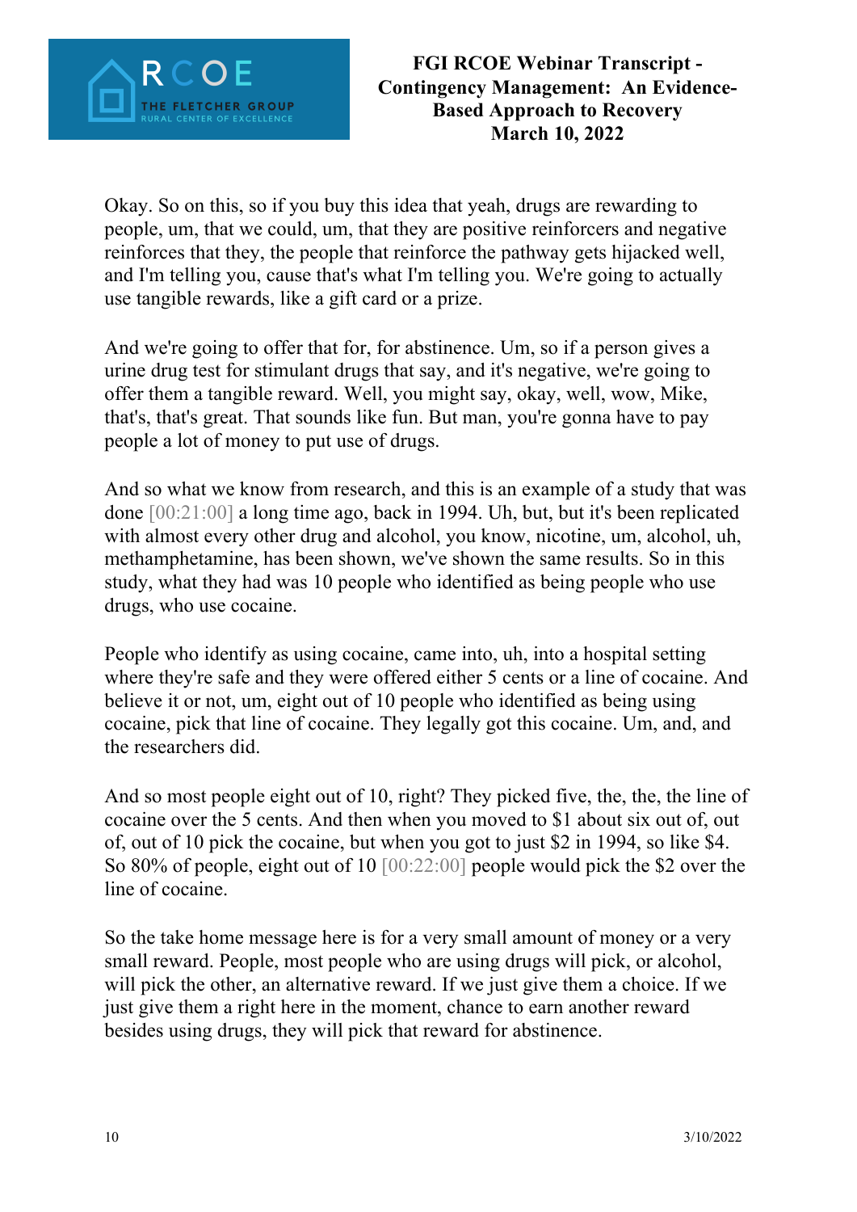Okay. So on this, so if you buy this idea that yeah, drugs are rewarding to people, um, that we could, um, that they are positive reinforcers and negative reinforces that they, the people that reinforce the pathway gets hijacked well, and I'm telling you, cause that's what I'm telling you. We're going to actually use tangible rewards, like a gift card or a prize.

And we're going to offer that for, for abstinence. Um, so if a person gives a urine drug test for stimulant drugs that say, and it's negative, we're going to offer them a tangible reward. Well, you might say, okay, well, wow, Mike, that's, that's great. That sounds like fun. But man, you're gonna have to pay people a lot of money to put use of drugs.

And so what we know from research, and this is an example of a study that was done [00:21:00] a long time ago, back in 1994. Uh, but, but it's been replicated with almost every other drug and alcohol, you know, nicotine, um, alcohol, uh, methamphetamine, has been shown, we've shown the same results. So in this study, what they had was 10 people who identified as being people who use drugs, who use cocaine.

People who identify as using cocaine, came into, uh, into a hospital setting where they're safe and they were offered either 5 cents or a line of cocaine. And believe it or not, um, eight out of 10 people who identified as being using cocaine, pick that line of cocaine. They legally got this cocaine. Um, and, and the researchers did.

And so most people eight out of 10, right? They picked five, the, the, the line of cocaine over the 5 cents. And then when you moved to $1 about six out of, out of, out of 10 pick the cocaine, but when you got to just $2 in 1994, so like $4. So 80% of people, eight out of 10 [00:22:00] people would pick the $2 over the line of cocaine.

So the take home message here is for a very small amount of money or a very small reward. People, most people who are using drugs will pick, or alcohol, will pick the other, an alternative reward. If we just give them a choice. If we just give them a right here in the moment, chance to earn another reward besides using drugs, they will pick that reward for abstinence.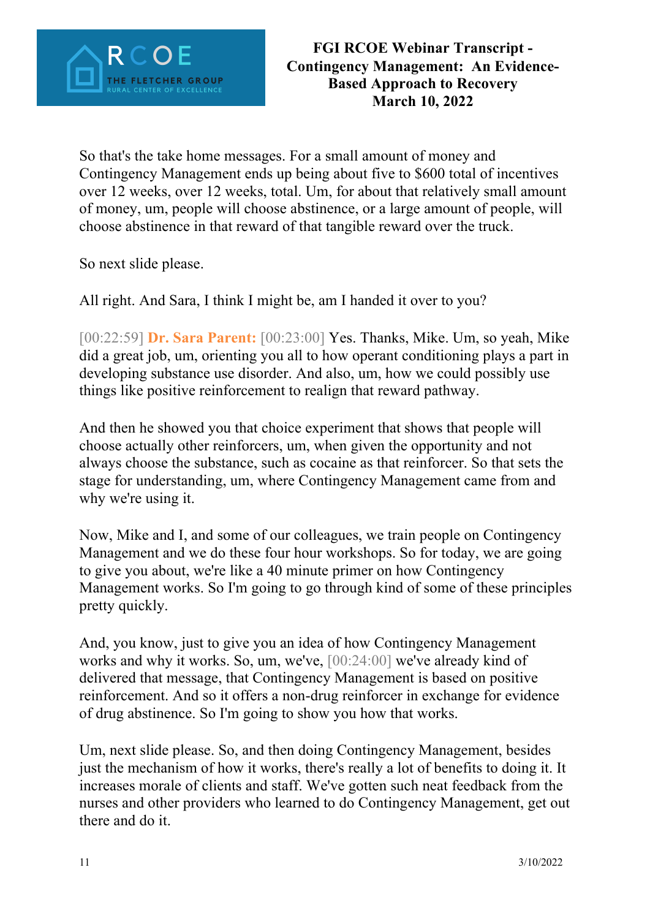So that's the take home messages. For a small amount of money and Contingency Management ends up being about five to $600 total of incentives over 12 weeks, over 12 weeks, total. Um, for about that relatively small amount of money, um, people will choose abstinence, or a large amount of people, will choose abstinence in that reward of that tangible reward over the truck.

So next slide please.

All right. And Sara, I think I might be, am I handed it over to you?

[00:22:59] **Dr. Sara Parent:** [00:23:00] Yes. Thanks, Mike. Um, so yeah, Mike did a great job, um, orienting you all to how operant conditioning plays a part in developing substance use disorder. And also, um, how we could possibly use things like positive reinforcement to realign that reward pathway.

And then he showed you that choice experiment that shows that people will choose actually other reinforcers, um, when given the opportunity and not always choose the substance, such as cocaine as that reinforcer. So that sets the stage for understanding, um, where Contingency Management came from and why we're using it.

Now, Mike and I, and some of our colleagues, we train people on Contingency Management and we do these four hour workshops. So for today, we are going to give you about, we're like a 40 minute primer on how Contingency Management works. So I'm going to go through kind of some of these principles pretty quickly.

And, you know, just to give you an idea of how Contingency Management works and why it works. So, um, we've, [00:24:00] we've already kind of delivered that message, that Contingency Management is based on positive reinforcement. And so it offers a non-drug reinforcer in exchange for evidence of drug abstinence. So I'm going to show you how that works.

Um, next slide please. So, and then doing Contingency Management, besides just the mechanism of how it works, there's really a lot of benefits to doing it. It increases morale of clients and staff. We've gotten such neat feedback from the nurses and other providers who learned to do Contingency Management, get out there and do it.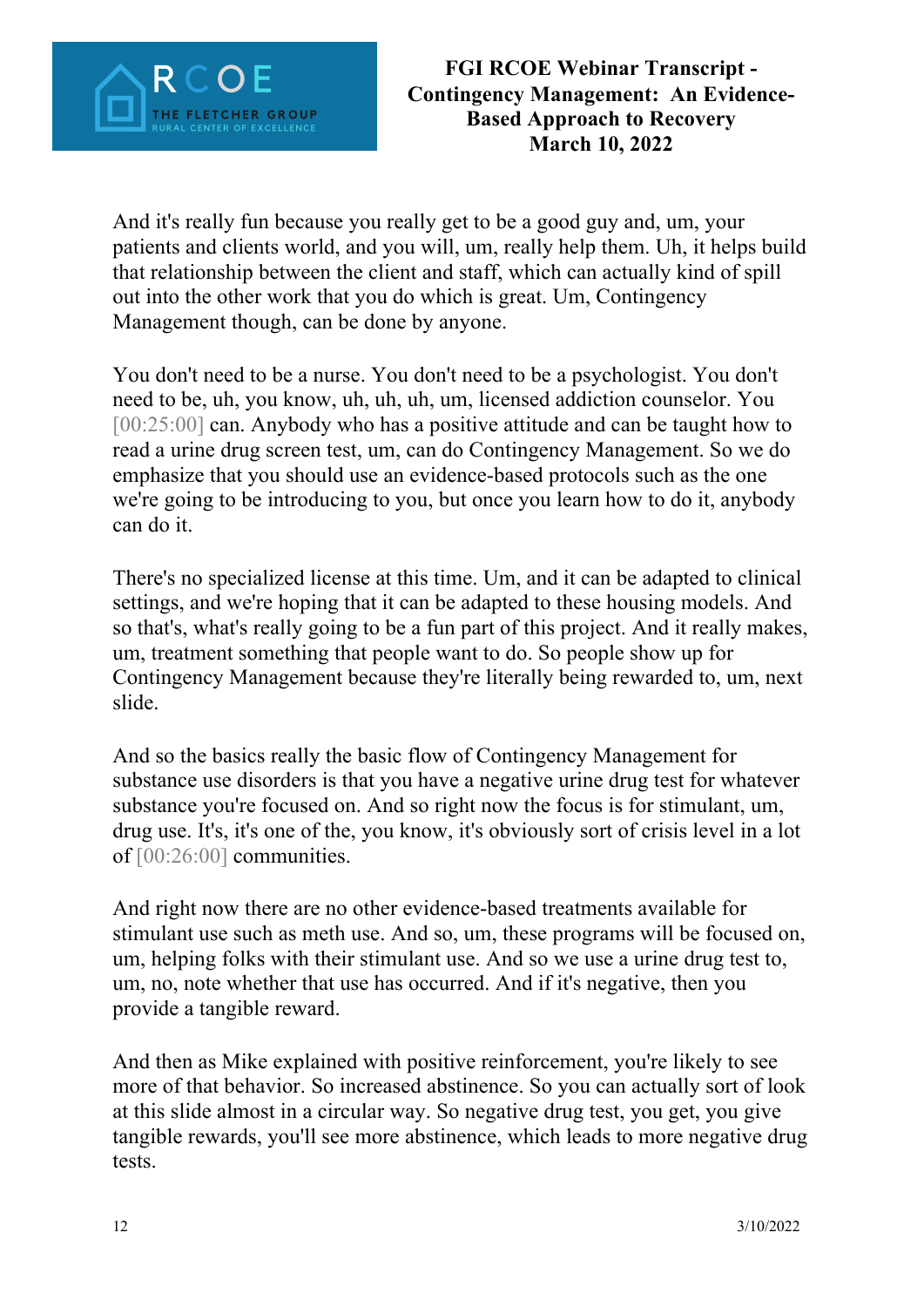And it's really fun because you really get to be a good guy and, um, your patients and clients world, and you will, um, really help them. Uh, it helps build that relationship between the client and staff, which can actually kind of spill out into the other work that you do which is great. Um, Contingency Management though, can be done by anyone.

You don't need to be a nurse. You don't need to be a psychologist. You don't need to be, uh, you know, uh, uh, uh, um, licensed addiction counselor. You [00:25:00] can. Anybody who has a positive attitude and can be taught how to read a urine drug screen test, um, can do Contingency Management. So we do emphasize that you should use an evidence-based protocols such as the one we're going to be introducing to you, but once you learn how to do it, anybody can do it.

There's no specialized license at this time. Um, and it can be adapted to clinical settings, and we're hoping that it can be adapted to these housing models. And so that's, what's really going to be a fun part of this project. And it really makes, um, treatment something that people want to do. So people show up for Contingency Management because they're literally being rewarded to, um, next slide.

And so the basics really the basic flow of Contingency Management for substance use disorders is that you have a negative urine drug test for whatever substance you're focused on. And so right now the focus is for stimulant, um, drug use. It's, it's one of the, you know, it's obviously sort of crisis level in a lot of [00:26:00] communities.

And right now there are no other evidence-based treatments available for stimulant use such as meth use. And so, um, these programs will be focused on, um, helping folks with their stimulant use. And so we use a urine drug test to, um, no, note whether that use has occurred. And if it's negative, then you provide a tangible reward.

And then as Mike explained with positive reinforcement, you're likely to see more of that behavior. So increased abstinence. So you can actually sort of look at this slide almost in a circular way. So negative drug test, you get, you give tangible rewards, you'll see more abstinence, which leads to more negative drug tests.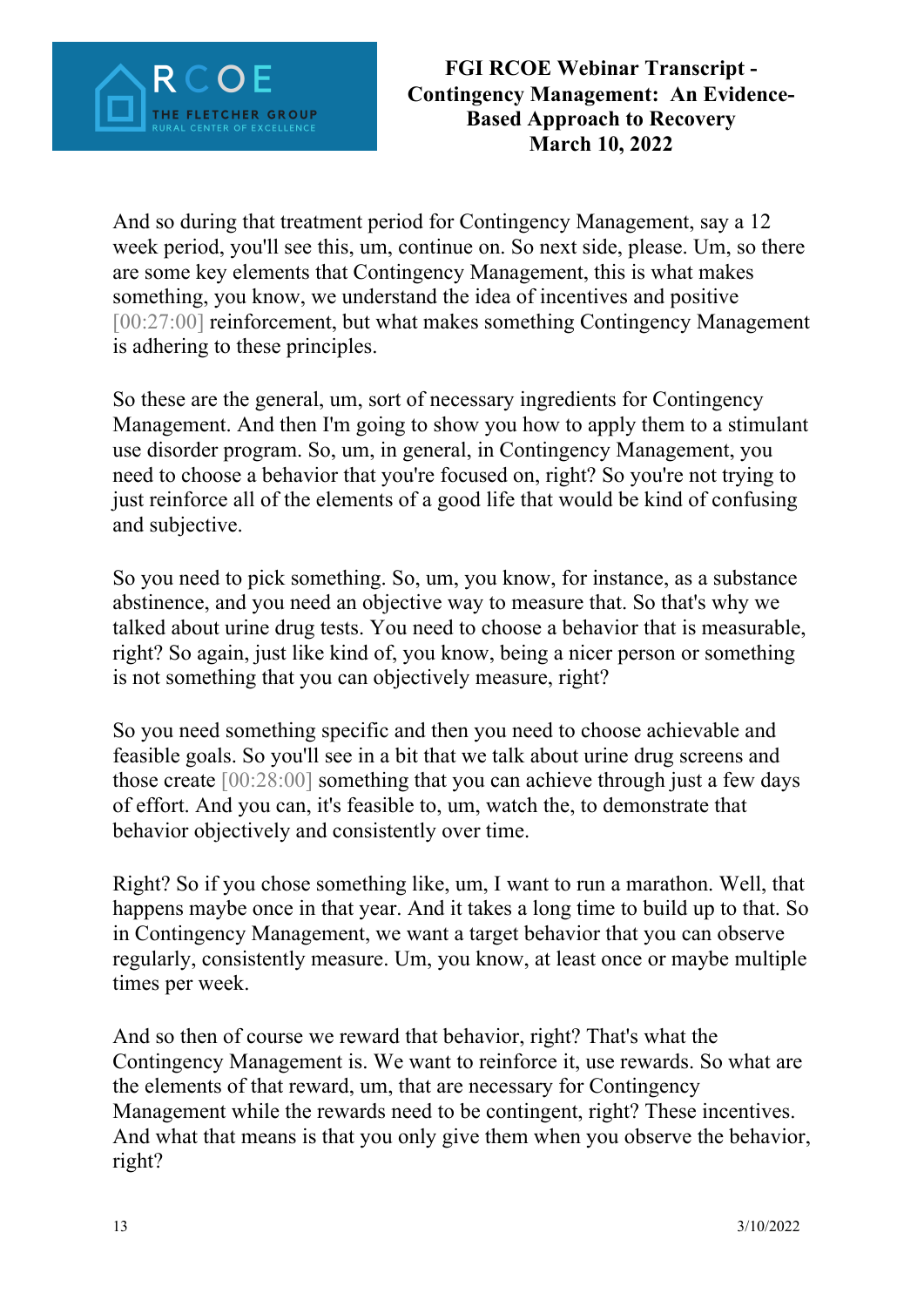And so during that treatment period for Contingency Management, say a 12 week period, you'll see this, um, continue on. So next side, please. Um, so there are some key elements that Contingency Management, this is what makes something, you know, we understand the idea of incentives and positive [00:27:00] reinforcement, but what makes something Contingency Management is adhering to these principles.

So these are the general, um, sort of necessary ingredients for Contingency Management. And then I'm going to show you how to apply them to a stimulant use disorder program. So, um, in general, in Contingency Management, you need to choose a behavior that you're focused on, right? So you're not trying to just reinforce all of the elements of a good life that would be kind of confusing and subjective.

So you need to pick something. So, um, you know, for instance, as a substance abstinence, and you need an objective way to measure that. So that's why we talked about urine drug tests. You need to choose a behavior that is measurable, right? So again, just like kind of, you know, being a nicer person or something is not something that you can objectively measure, right?

So you need something specific and then you need to choose achievable and feasible goals. So you'll see in a bit that we talk about urine drug screens and those create [00:28:00] something that you can achieve through just a few days of effort. And you can, it's feasible to, um, watch the, to demonstrate that behavior objectively and consistently over time.

Right? So if you chose something like, um, I want to run a marathon. Well, that happens maybe once in that year. And it takes a long time to build up to that. So in Contingency Management, we want a target behavior that you can observe regularly, consistently measure. Um, you know, at least once or maybe multiple times per week.

And so then of course we reward that behavior, right? That's what the Contingency Management is. We want to reinforce it, use rewards. So what are the elements of that reward, um, that are necessary for Contingency Management while the rewards need to be contingent, right? These incentives. And what that means is that you only give them when you observe the behavior, right?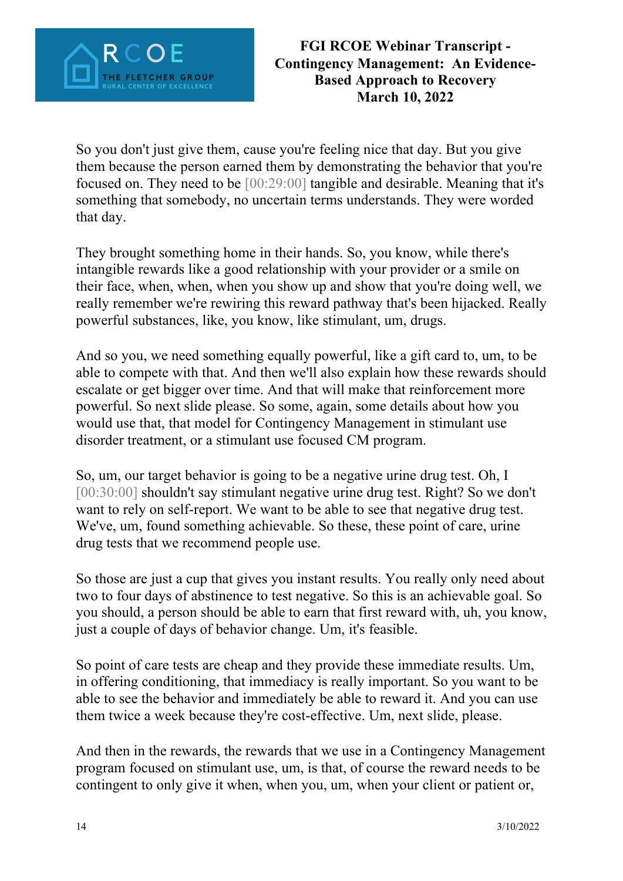So you don't just give them, cause you're feeling nice that day. But you give them because the person earned them by demonstrating the behavior that you're focused on. They need to be [00:29:00] tangible and desirable. Meaning that it's something that somebody, no uncertain terms understands. They were worded that day.

They brought something home in their hands. So, you know, while there's intangible rewards like a good relationship with your provider or a smile on their face, when, when, when you show up and show that you're doing well, we really remember we're rewiring this reward pathway that's been hijacked. Really powerful substances, like, you know, like stimulant, um, drugs.

And so you, we need something equally powerful, like a gift card to, um, to be able to compete with that. And then we'll also explain how these rewards should escalate or get bigger over time. And that will make that reinforcement more powerful. So next slide please. So some, again, some details about how you would use that, that model for Contingency Management in stimulant use disorder treatment, or a stimulant use focused CM program.

So, um, our target behavior is going to be a negative urine drug test. Oh, I [00:30:00] shouldn't say stimulant negative urine drug test. Right? So we don't want to rely on self-report. We want to be able to see that negative drug test. We've, um, found something achievable. So these, these point of care, urine drug tests that we recommend people use.

So those are just a cup that gives you instant results. You really only need about two to four days of abstinence to test negative. So this is an achievable goal. So you should, a person should be able to earn that first reward with, uh, you know, just a couple of days of behavior change. Um, it's feasible.

So point of care tests are cheap and they provide these immediate results. Um, in offering conditioning, that immediacy is really important. So you want to be able to see the behavior and immediately be able to reward it. And you can use them twice a week because they're cost-effective. Um, next slide, please.

And then in the rewards, the rewards that we use in a Contingency Management program focused on stimulant use, um, is that, of course the reward needs to be contingent to only give it when, when you, um, when your client or patient or,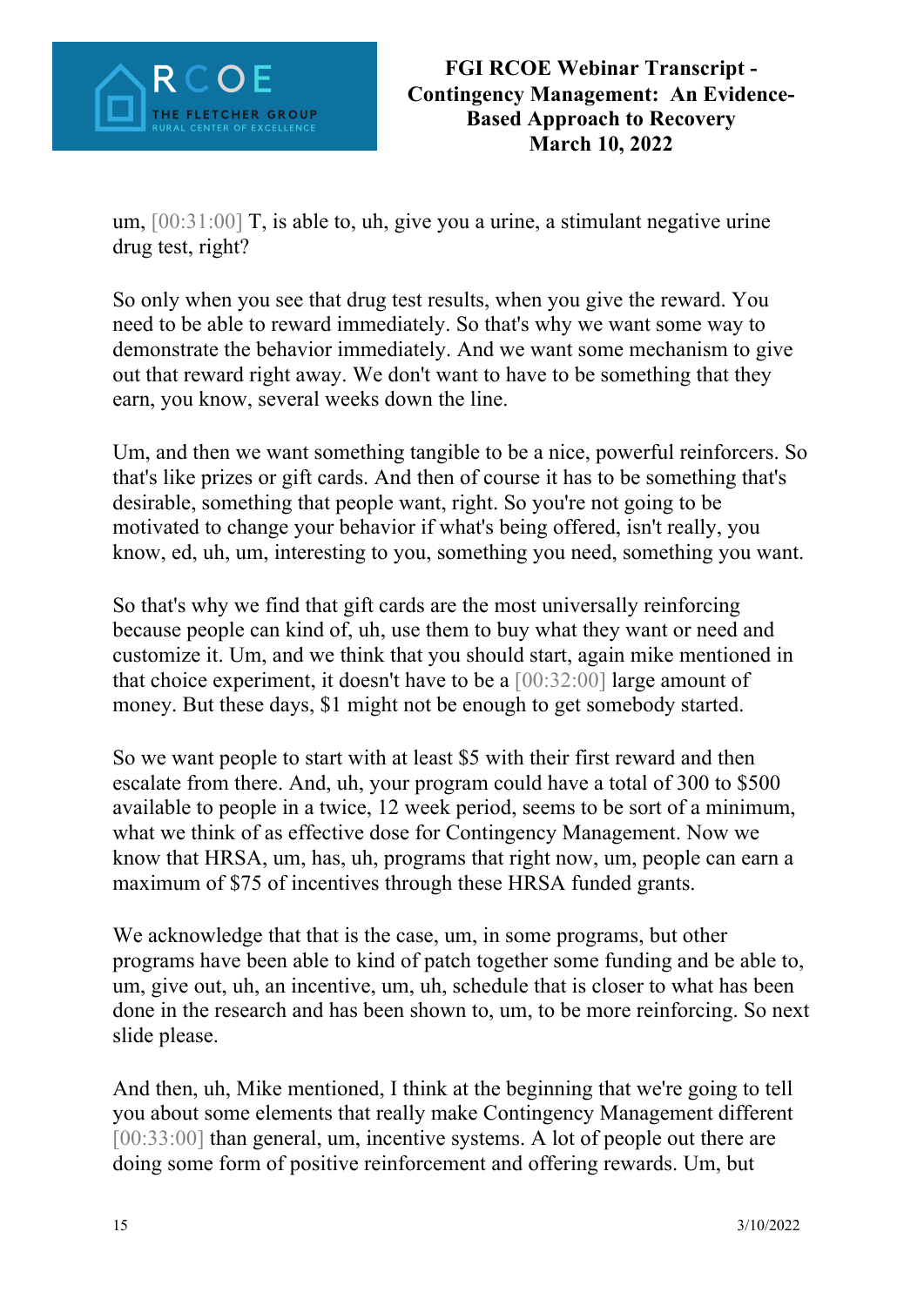um, [00:31:00] T, is able to, uh, give you a urine, a stimulant negative urine drug test, right?

So only when you see that drug test results, when you give the reward. You need to be able to reward immediately. So that's why we want some way to demonstrate the behavior immediately. And we want some mechanism to give out that reward right away. We don't want to have to be something that they earn, you know, several weeks down the line.

Um, and then we want something tangible to be a nice, powerful reinforcers. So that's like prizes or gift cards. And then of course it has to be something that's desirable, something that people want, right. So you're not going to be motivated to change your behavior if what's being offered, isn't really, you know, ed, uh, um, interesting to you, something you need, something you want.

So that's why we find that gift cards are the most universally reinforcing because people can kind of, uh, use them to buy what they want or need and customize it. Um, and we think that you should start, again mike mentioned in that choice experiment, it doesn't have to be a [00:32:00] large amount of money. But these days, $1 might not be enough to get somebody started.

So we want people to start with at least $5 with their first reward and then escalate from there. And, uh, your program could have a total of 300 to $500 available to people in a twice, 12 week period, seems to be sort of a minimum, what we think of as effective dose for Contingency Management. Now we know that HRSA, um, has, uh, programs that right now, um, people can earn a maximum of $75 of incentives through these HRSA funded grants.

We acknowledge that that is the case, um, in some programs, but other programs have been able to kind of patch together some funding and be able to, um, give out, uh, an incentive, um, uh, schedule that is closer to what has been done in the research and has been shown to, um, to be more reinforcing. So next slide please.

And then, uh, Mike mentioned, I think at the beginning that we're going to tell you about some elements that really make Contingency Management different [00:33:00] than general, um, incentive systems. A lot of people out there are doing some form of positive reinforcement and offering rewards. Um, but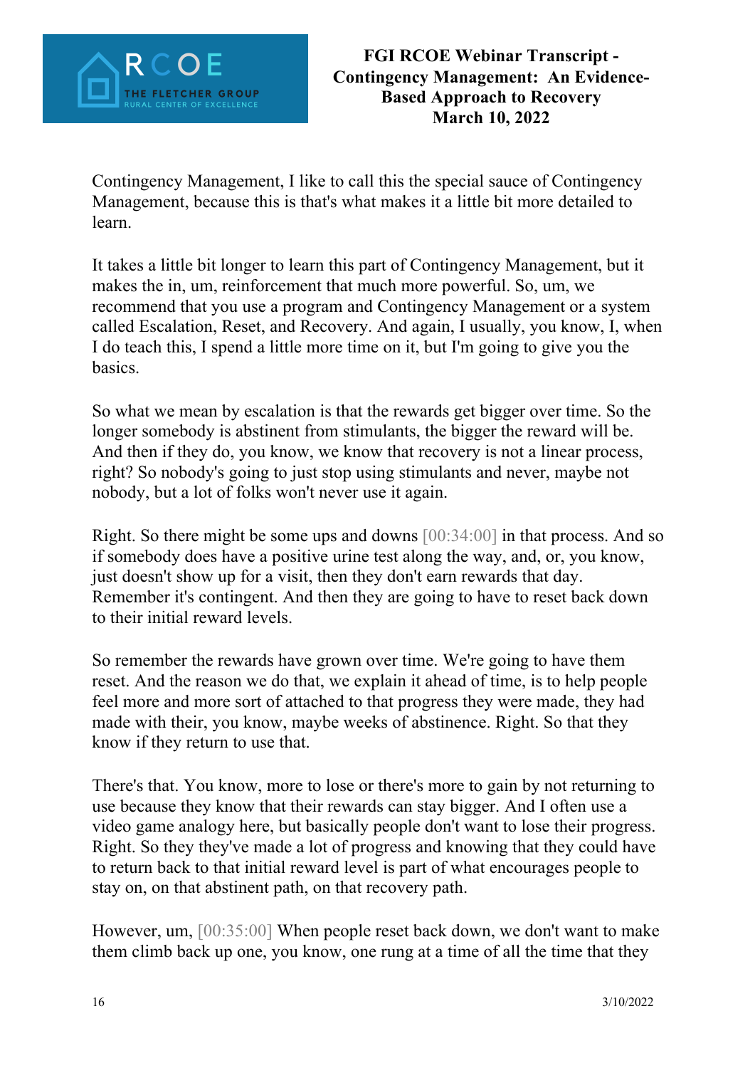Contingency Management, I like to call this the special sauce of Contingency Management, because this is that's what makes it a little bit more detailed to learn.

It takes a little bit longer to learn this part of Contingency Management, but it makes the in, um, reinforcement that much more powerful. So, um, we recommend that you use a program and Contingency Management or a system called Escalation, Reset, and Recovery. And again, I usually, you know, I, when I do teach this, I spend a little more time on it, but I'm going to give you the basics.

So what we mean by escalation is that the rewards get bigger over time. So the longer somebody is abstinent from stimulants, the bigger the reward will be. And then if they do, you know, we know that recovery is not a linear process, right? So nobody's going to just stop using stimulants and never, maybe not nobody, but a lot of folks won't never use it again.

Right. So there might be some ups and downs [00:34:00] in that process. And so if somebody does have a positive urine test along the way, and, or, you know, just doesn't show up for a visit, then they don't earn rewards that day. Remember it's contingent. And then they are going to have to reset back down to their initial reward levels.

So remember the rewards have grown over time. We're going to have them reset. And the reason we do that, we explain it ahead of time, is to help people feel more and more sort of attached to that progress they were made, they had made with their, you know, maybe weeks of abstinence. Right. So that they know if they return to use that.

There's that. You know, more to lose or there's more to gain by not returning to use because they know that their rewards can stay bigger. And I often use a video game analogy here, but basically people don't want to lose their progress. Right. So they they've made a lot of progress and knowing that they could have to return back to that initial reward level is part of what encourages people to stay on, on that abstinent path, on that recovery path.

However, um, [00:35:00] When people reset back down, we don't want to make them climb back up one, you know, one rung at a time of all the time that they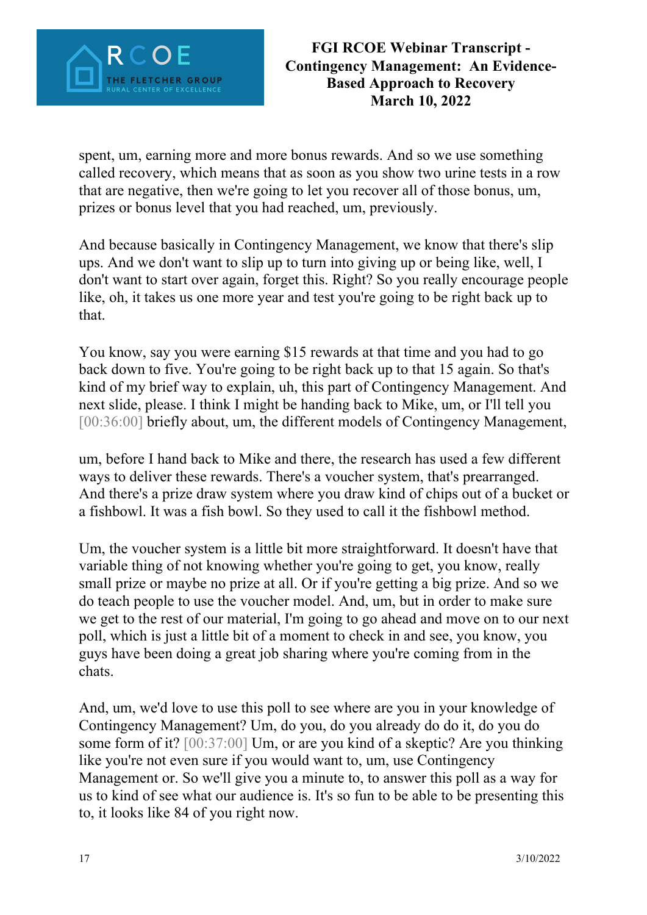spent, um, earning more and more bonus rewards. And so we use something called recovery, which means that as soon as you show two urine tests in a row that are negative, then we're going to let you recover all of those bonus, um, prizes or bonus level that you had reached, um, previously.

And because basically in Contingency Management, we know that there's slip ups. And we don't want to slip up to turn into giving up or being like, well, I don't want to start over again, forget this. Right? So you really encourage people like, oh, it takes us one more year and test you're going to be right back up to that.

You know, say you were earning $15 rewards at that time and you had to go back down to five. You're going to be right back up to that 15 again. So that's kind of my brief way to explain, uh, this part of Contingency Management. And next slide, please. I think I might be handing back to Mike, um, or I'll tell you [00:36:00] briefly about, um, the different models of Contingency Management,

um, before I hand back to Mike and there, the research has used a few different ways to deliver these rewards. There's a voucher system, that's prearranged. And there's a prize draw system where you draw kind of chips out of a bucket or a fishbowl. It was a fish bowl. So they used to call it the fishbowl method.

Um, the voucher system is a little bit more straightforward. It doesn't have that variable thing of not knowing whether you're going to get, you know, really small prize or maybe no prize at all. Or if you're getting a big prize. And so we do teach people to use the voucher model. And, um, but in order to make sure we get to the rest of our material, I'm going to go ahead and move on to our next poll, which is just a little bit of a moment to check in and see, you know, you guys have been doing a great job sharing where you're coming from in the chats.

And, um, we'd love to use this poll to see where are you in your knowledge of Contingency Management? Um, do you, do you already do do it, do you do some form of it? [00:37:00] Um, or are you kind of a skeptic? Are you thinking like you're not even sure if you would want to, um, use Contingency Management or. So we'll give you a minute to, to answer this poll as a way for us to kind of see what our audience is. It's so fun to be able to be presenting this to, it looks like 84 of you right now.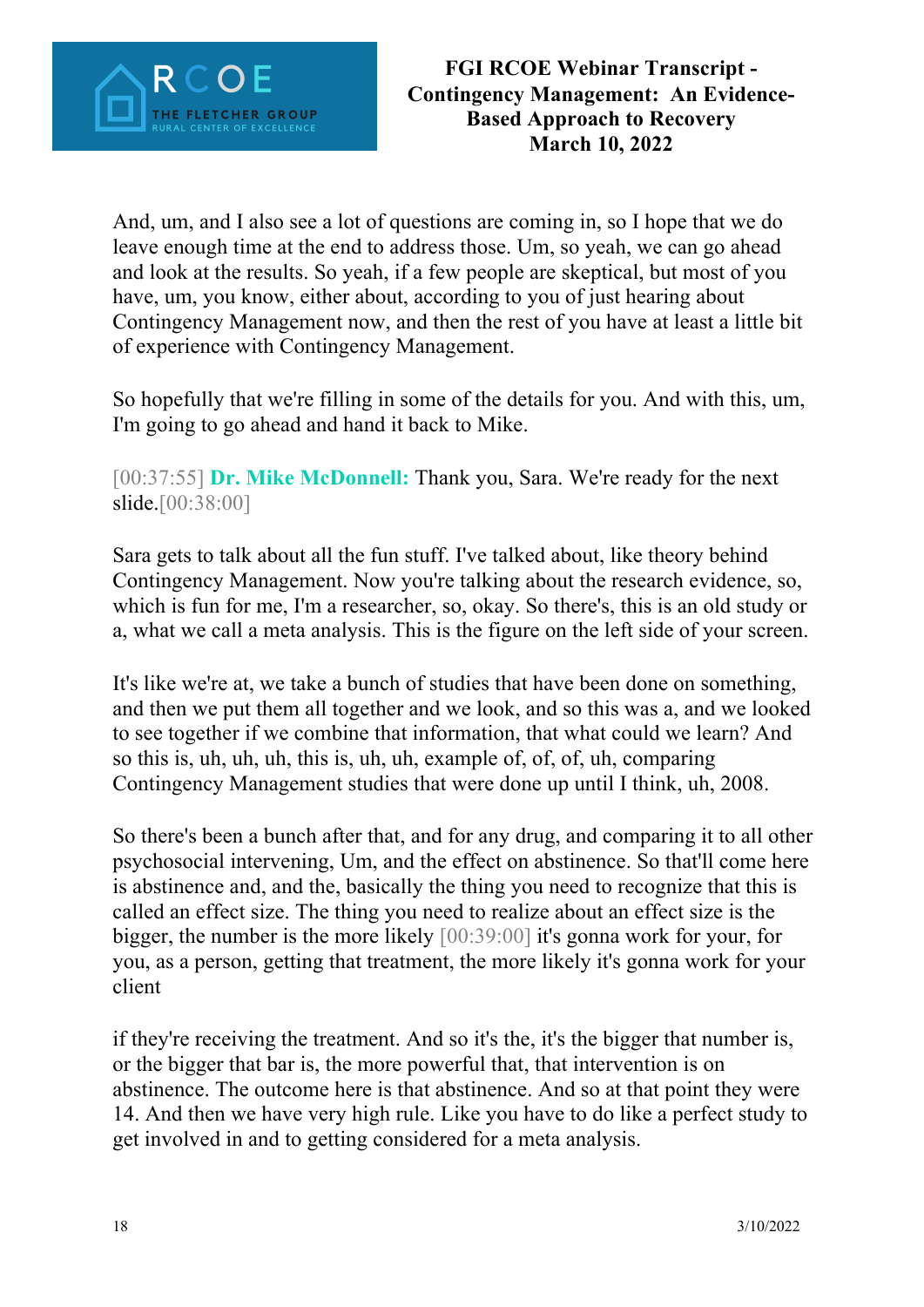And, um, and I also see a lot of questions are coming in, so I hope that we do leave enough time at the end to address those. Um, so yeah, we can go ahead and look at the results. So yeah, if a few people are skeptical, but most of you have, um, you know, either about, according to you of just hearing about Contingency Management now, and then the rest of you have at least a little bit of experience with Contingency Management.

So hopefully that we're filling in some of the details for you. And with this, um, I'm going to go ahead and hand it back to Mike.

[00:37:55] **Dr. Mike McDonnell:** Thank you, Sara. We're ready for the next slide.[00:38:00]

Sara gets to talk about all the fun stuff. I've talked about, like theory behind Contingency Management. Now you're talking about the research evidence, so, which is fun for me, I'm a researcher, so, okay. So there's, this is an old study or a, what we call a meta analysis. This is the figure on the left side of your screen.

It's like we're at, we take a bunch of studies that have been done on something, and then we put them all together and we look, and so this was a, and we looked to see together if we combine that information, that what could we learn? And so this is, uh, uh, uh, this is, uh, uh, example of, of, of, uh, comparing Contingency Management studies that were done up until I think, uh, 2008.

So there's been a bunch after that, and for any drug, and comparing it to all other psychosocial intervening, Um, and the effect on abstinence. So that'll come here is abstinence and, and the, basically the thing you need to recognize that this is called an effect size. The thing you need to realize about an effect size is the bigger, the number is the more likely [00:39:00] it's gonna work for your, for you, as a person, getting that treatment, the more likely it's gonna work for your client

if they're receiving the treatment. And so it's the, it's the bigger that number is, or the bigger that bar is, the more powerful that, that intervention is on abstinence. The outcome here is that abstinence. And so at that point they were 14. And then we have very high rule. Like you have to do like a perfect study to get involved in and to getting considered for a meta analysis.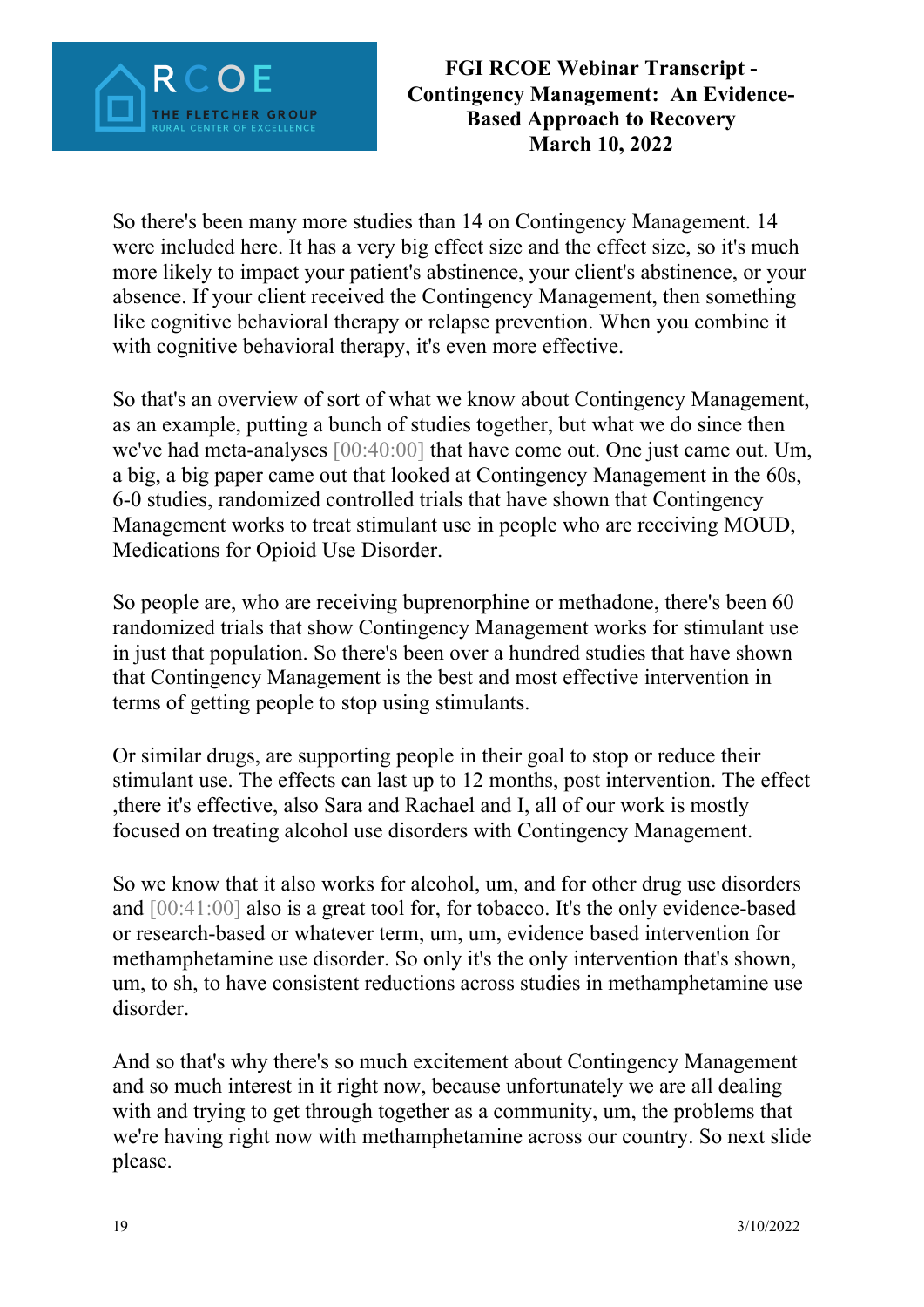So there's been many more studies than 14 on Contingency Management. 14 were included here. It has a very big effect size and the effect size, so it's much more likely to impact your patient's abstinence, your client's abstinence, or your absence. If your client received the Contingency Management, then something like cognitive behavioral therapy or relapse prevention. When you combine it with cognitive behavioral therapy, it's even more effective.

So that's an overview of sort of what we know about Contingency Management, as an example, putting a bunch of studies together, but what we do since then we've had meta-analyses [00:40:00] that have come out. One just came out. Um, a big, a big paper came out that looked at Contingency Management in the 60s, 6-0 studies, randomized controlled trials that have shown that Contingency Management works to treat stimulant use in people who are receiving MOUD, Medications for Opioid Use Disorder.

So people are, who are receiving buprenorphine or methadone, there's been 60 randomized trials that show Contingency Management works for stimulant use in just that population. So there's been over a hundred studies that have shown that Contingency Management is the best and most effective intervention in terms of getting people to stop using stimulants.

Or similar drugs, are supporting people in their goal to stop or reduce their stimulant use. The effects can last up to 12 months, post intervention. The effect ,there it's effective, also Sara and Rachael and I, all of our work is mostly focused on treating alcohol use disorders with Contingency Management.

So we know that it also works for alcohol, um, and for other drug use disorders and [00:41:00] also is a great tool for, for tobacco. It's the only evidence-based or research-based or whatever term, um, um, evidence based intervention for methamphetamine use disorder. So only it's the only intervention that's shown, um, to sh, to have consistent reductions across studies in methamphetamine use disorder.

And so that's why there's so much excitement about Contingency Management and so much interest in it right now, because unfortunately we are all dealing with and trying to get through together as a community, um, the problems that we're having right now with methamphetamine across our country. So next slide please.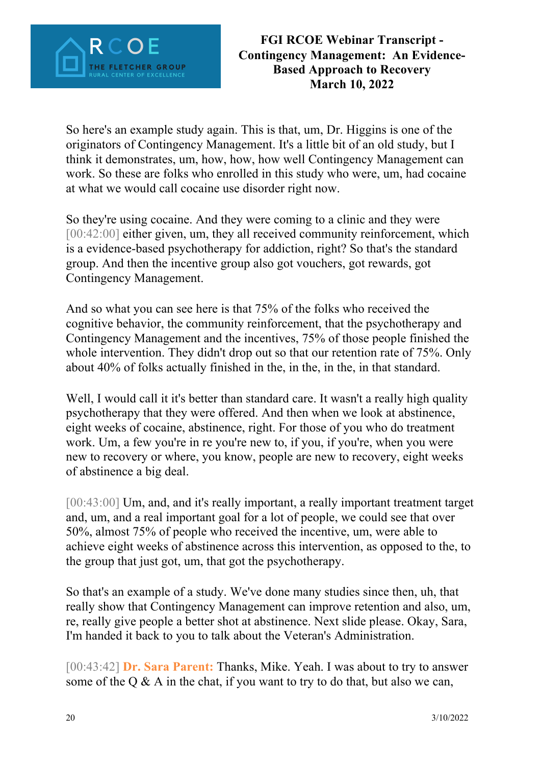So here's an example study again. This is that, um, Dr. Higgins is one of the originators of Contingency Management. It's a little bit of an old study, but I think it demonstrates, um, how, how, how well Contingency Management can work. So these are folks who enrolled in this study who were, um, had cocaine at what we would call cocaine use disorder right now.

So they're using cocaine. And they were coming to a clinic and they were [00:42:00] either given, um, they all received community reinforcement, which is a evidence-based psychotherapy for addiction, right? So that's the standard group. And then the incentive group also got vouchers, got rewards, got Contingency Management.

And so what you can see here is that 75% of the folks who received the cognitive behavior, the community reinforcement, that the psychotherapy and Contingency Management and the incentives, 75% of those people finished the whole intervention. They didn't drop out so that our retention rate of 75%. Only about 40% of folks actually finished in the, in the, in the, in that standard.

Well, I would call it it's better than standard care. It wasn't a really high quality psychotherapy that they were offered. And then when we look at abstinence, eight weeks of cocaine, abstinence, right. For those of you who do treatment work. Um, a few you're in re you're new to, if you, if you're, when you were new to recovery or where, you know, people are new to recovery, eight weeks of abstinence a big deal.

[00:43:00] Um, and, and it's really important, a really important treatment target and, um, and a real important goal for a lot of people, we could see that over 50%, almost 75% of people who received the incentive, um, were able to achieve eight weeks of abstinence across this intervention, as opposed to the, to the group that just got, um, that got the psychotherapy.

So that's an example of a study. We've done many studies since then, uh, that really show that Contingency Management can improve retention and also, um, re, really give people a better shot at abstinence. Next slide please. Okay, Sara, I'm handed it back to you to talk about the Veteran's Administration.

[00:43:42] **Dr. Sara Parent:** Thanks, Mike. Yeah. I was about to try to answer some of the Q & A in the chat, if you want to try to do that, but also we can,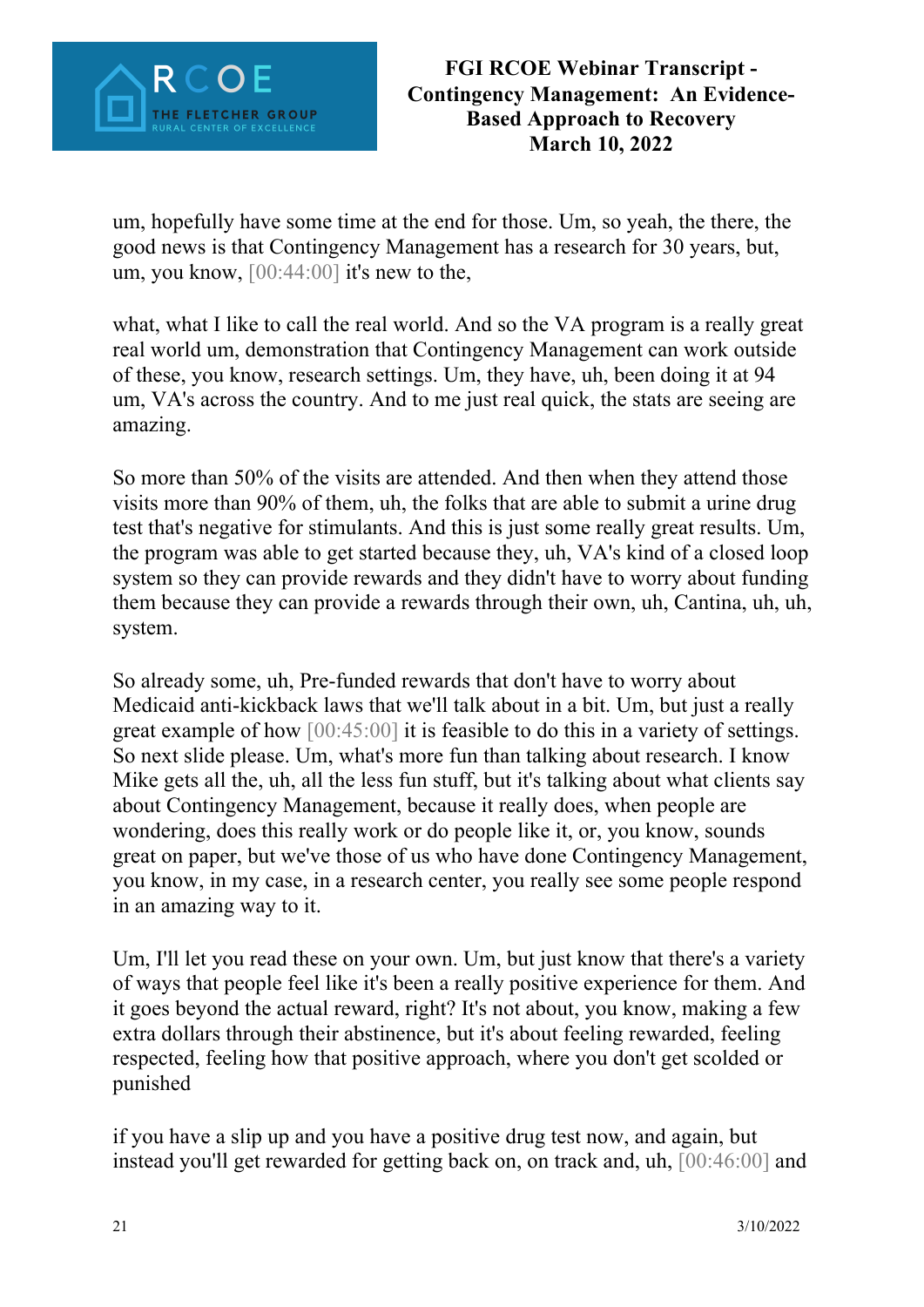um, hopefully have some time at the end for those. Um, so yeah, the there, the good news is that Contingency Management has a research for 30 years, but, um, you know, [00:44:00] it's new to the,

what, what I like to call the real world. And so the VA program is a really great real world um, demonstration that Contingency Management can work outside of these, you know, research settings. Um, they have, uh, been doing it at 94 um, VA's across the country. And to me just real quick, the stats are seeing are amazing.

So more than 50% of the visits are attended. And then when they attend those visits more than 90% of them, uh, the folks that are able to submit a urine drug test that's negative for stimulants. And this is just some really great results. Um, the program was able to get started because they, uh, VA's kind of a closed loop system so they can provide rewards and they didn't have to worry about funding them because they can provide a rewards through their own, uh, Cantina, uh, uh, system.

So already some, uh, Pre-funded rewards that don't have to worry about Medicaid anti-kickback laws that we'll talk about in a bit. Um, but just a really great example of how [00:45:00] it is feasible to do this in a variety of settings. So next slide please. Um, what's more fun than talking about research. I know Mike gets all the, uh, all the less fun stuff, but it's talking about what clients say about Contingency Management, because it really does, when people are wondering, does this really work or do people like it, or, you know, sounds great on paper, but we've those of us who have done Contingency Management, you know, in my case, in a research center, you really see some people respond in an amazing way to it.

Um, I'll let you read these on your own. Um, but just know that there's a variety of ways that people feel like it's been a really positive experience for them. And it goes beyond the actual reward, right? It's not about, you know, making a few extra dollars through their abstinence, but it's about feeling rewarded, feeling respected, feeling how that positive approach, where you don't get scolded or punished

if you have a slip up and you have a positive drug test now, and again, but instead you'll get rewarded for getting back on, on track and, uh, [00:46:00] and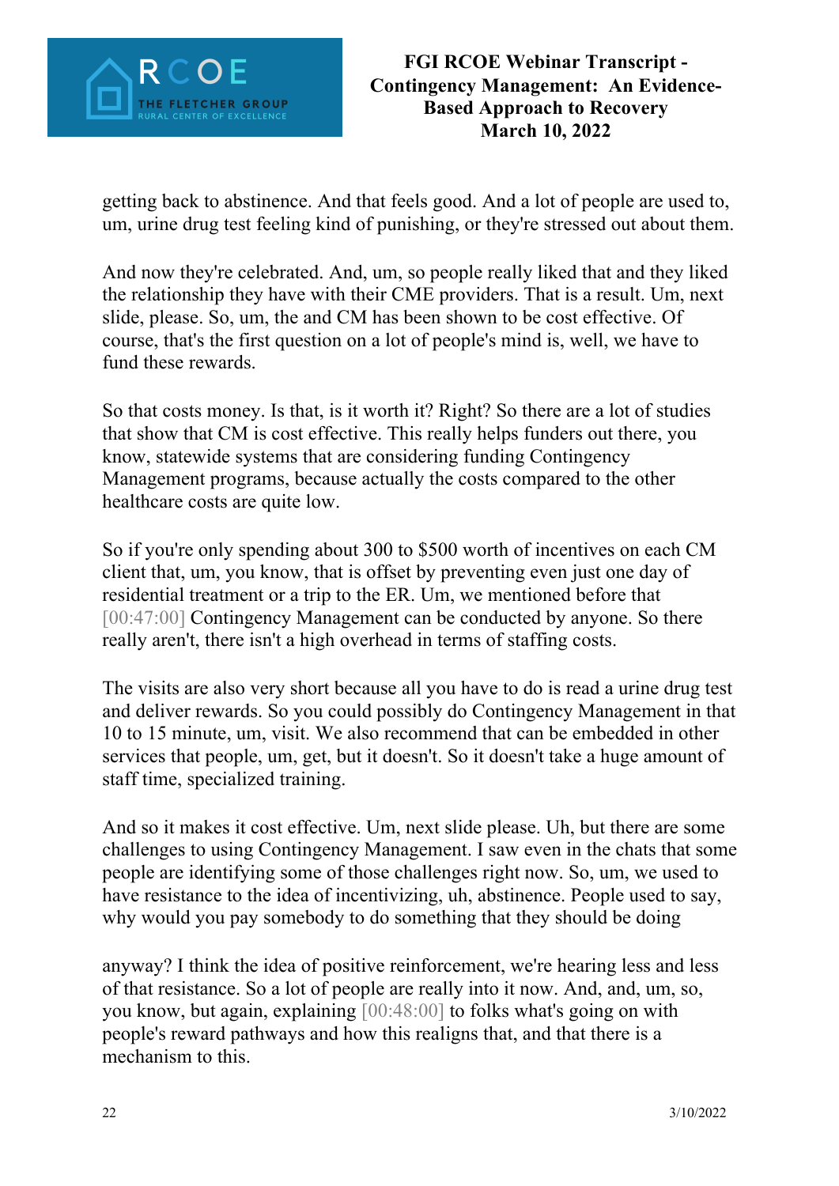getting back to abstinence. And that feels good. And a lot of people are used to, um, urine drug test feeling kind of punishing, or they're stressed out about them.

And now they're celebrated. And, um, so people really liked that and they liked the relationship they have with their CME providers. That is a result. Um, next slide, please. So, um, the and CM has been shown to be cost effective. Of course, that's the first question on a lot of people's mind is, well, we have to fund these rewards.

So that costs money. Is that, is it worth it? Right? So there are a lot of studies that show that CM is cost effective. This really helps funders out there, you know, statewide systems that are considering funding Contingency Management programs, because actually the costs compared to the other healthcare costs are quite low.

So if you're only spending about 300 to $500 worth of incentives on each CM client that, um, you know, that is offset by preventing even just one day of residential treatment or a trip to the ER. Um, we mentioned before that [00:47:00] Contingency Management can be conducted by anyone. So there really aren't, there isn't a high overhead in terms of staffing costs.

The visits are also very short because all you have to do is read a urine drug test and deliver rewards. So you could possibly do Contingency Management in that 10 to 15 minute, um, visit. We also recommend that can be embedded in other services that people, um, get, but it doesn't. So it doesn't take a huge amount of staff time, specialized training.

And so it makes it cost effective. Um, next slide please. Uh, but there are some challenges to using Contingency Management. I saw even in the chats that some people are identifying some of those challenges right now. So, um, we used to have resistance to the idea of incentivizing, uh, abstinence. People used to say, why would you pay somebody to do something that they should be doing anyway? I think the idea of positive reinforcement, we're hearing less and less of that resistance. So a lot of people are really into it now. And, and, um, so, you know, but again, explaining [00:48:00] to folks what's going on with people's reward pathways and how this realigns that, and that there is a mechanism to this.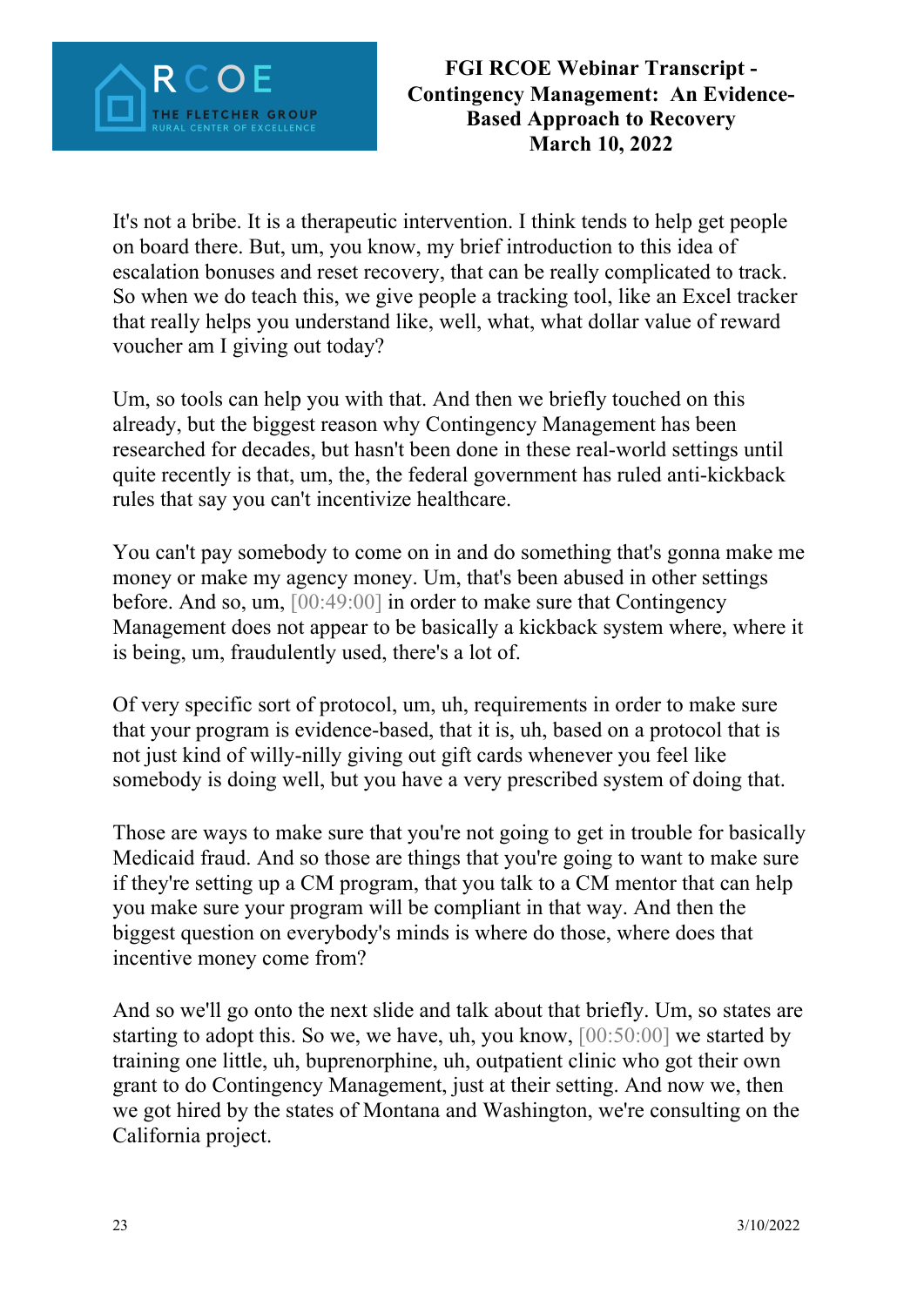It's not a bribe. It is a therapeutic intervention. I think tends to help get people on board there. But, um, you know, my brief introduction to this idea of escalation bonuses and reset recovery, that can be really complicated to track. So when we do teach this, we give people a tracking tool, like an Excel tracker that really helps you understand like, well, what, what dollar value of reward voucher am I giving out today?

Um, so tools can help you with that. And then we briefly touched on this already, but the biggest reason why Contingency Management has been researched for decades, but hasn't been done in these real-world settings until quite recently is that, um, the, the federal government has ruled anti-kickback rules that say you can't incentivize healthcare.

You can't pay somebody to come on in and do something that's gonna make me money or make my agency money. Um, that's been abused in other settings before. And so, um, [00:49:00] in order to make sure that Contingency Management does not appear to be basically a kickback system where, where it is being, um, fraudulently used, there's a lot of.

Of very specific sort of protocol, um, uh, requirements in order to make sure that your program is evidence-based, that it is, uh, based on a protocol that is not just kind of willy-nilly giving out gift cards whenever you feel like somebody is doing well, but you have a very prescribed system of doing that.

Those are ways to make sure that you're not going to get in trouble for basically Medicaid fraud. And so those are things that you're going to want to make sure if they're setting up a CM program, that you talk to a CM mentor that can help you make sure your program will be compliant in that way. And then the biggest question on everybody's minds is where do those, where does that incentive money come from?

And so we'll go onto the next slide and talk about that briefly. Um, so states are starting to adopt this. So we, we have, uh, you know, [00:50:00] we started by training one little, uh, buprenorphine, uh, outpatient clinic who got their own grant to do Contingency Management, just at their setting. And now we, then we got hired by the states of Montana and Washington, we're consulting on the California project.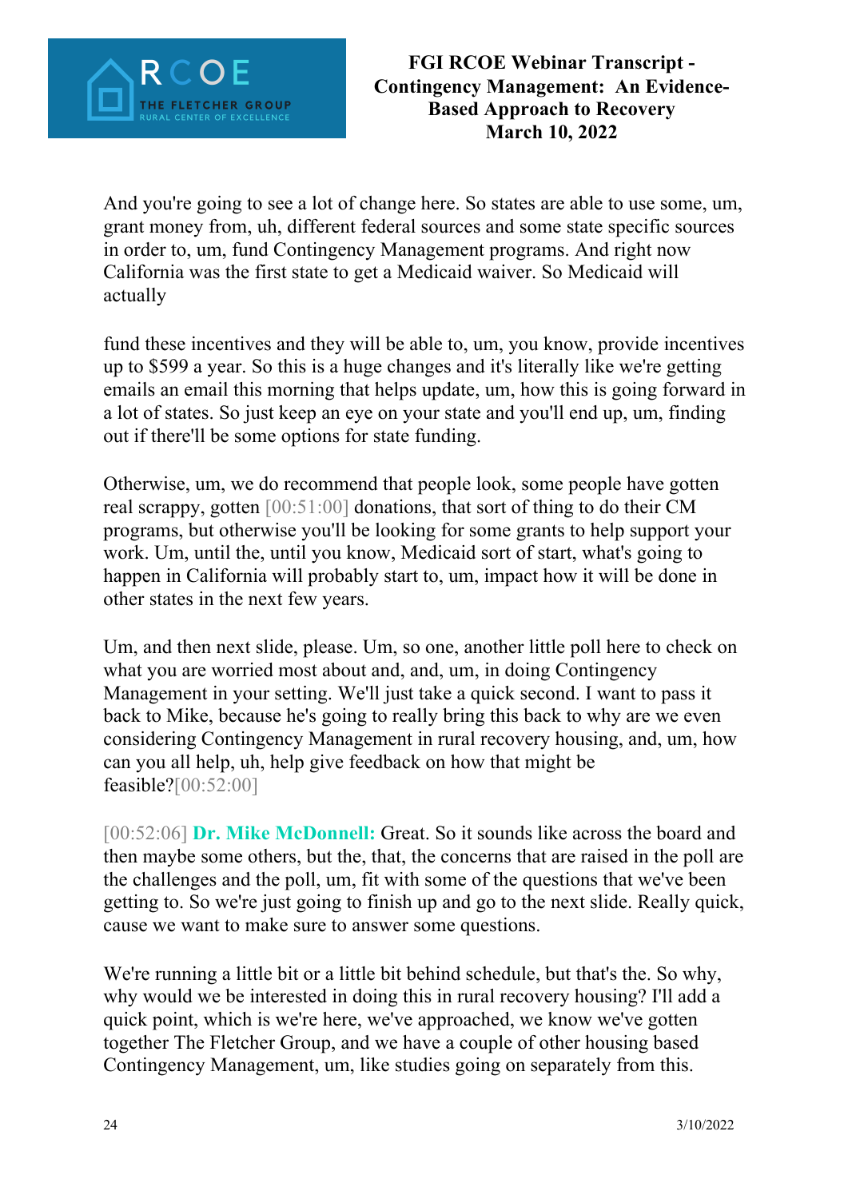And you're going to see a lot of change here. So states are able to use some, um, grant money from, uh, different federal sources and some state specific sources in order to, um, fund Contingency Management programs. And right now California was the first state to get a Medicaid waiver. So Medicaid will actually

fund these incentives and they will be able to, um, you know, provide incentives up to $599 a year. So this is a huge changes and it's literally like we're getting emails an email this morning that helps update, um, how this is going forward in a lot of states. So just keep an eye on your state and you'll end up, um, finding out if there'll be some options for state funding.

Otherwise, um, we do recommend that people look, some people have gotten real scrappy, gotten [00:51:00] donations, that sort of thing to do their CM programs, but otherwise you'll be looking for some grants to help support your work. Um, until the, until you know, Medicaid sort of start, what's going to happen in California will probably start to, um, impact how it will be done in other states in the next few years.

Um, and then next slide, please. Um, so one, another little poll here to check on what you are worried most about and, and, um, in doing Contingency Management in your setting. We'll just take a quick second. I want to pass it back to Mike, because he's going to really bring this back to why are we even considering Contingency Management in rural recovery housing, and, um, how can you all help, uh, help give feedback on how that might be feasible?[00:52:00]

[00:52:06] **Dr. Mike McDonnell:** Great. So it sounds like across the board and then maybe some others, but the, that, the concerns that are raised in the poll are the challenges and the poll, um, fit with some of the questions that we've been getting to. So we're just going to finish up and go to the next slide. Really quick, cause we want to make sure to answer some questions.

We're running a little bit or a little bit behind schedule, but that's the. So why, why would we be interested in doing this in rural recovery housing? I'll add a quick point, which is we're here, we've approached, we know we've gotten together The Fletcher Group, and we have a couple of other housing based Contingency Management, um, like studies going on separately from this.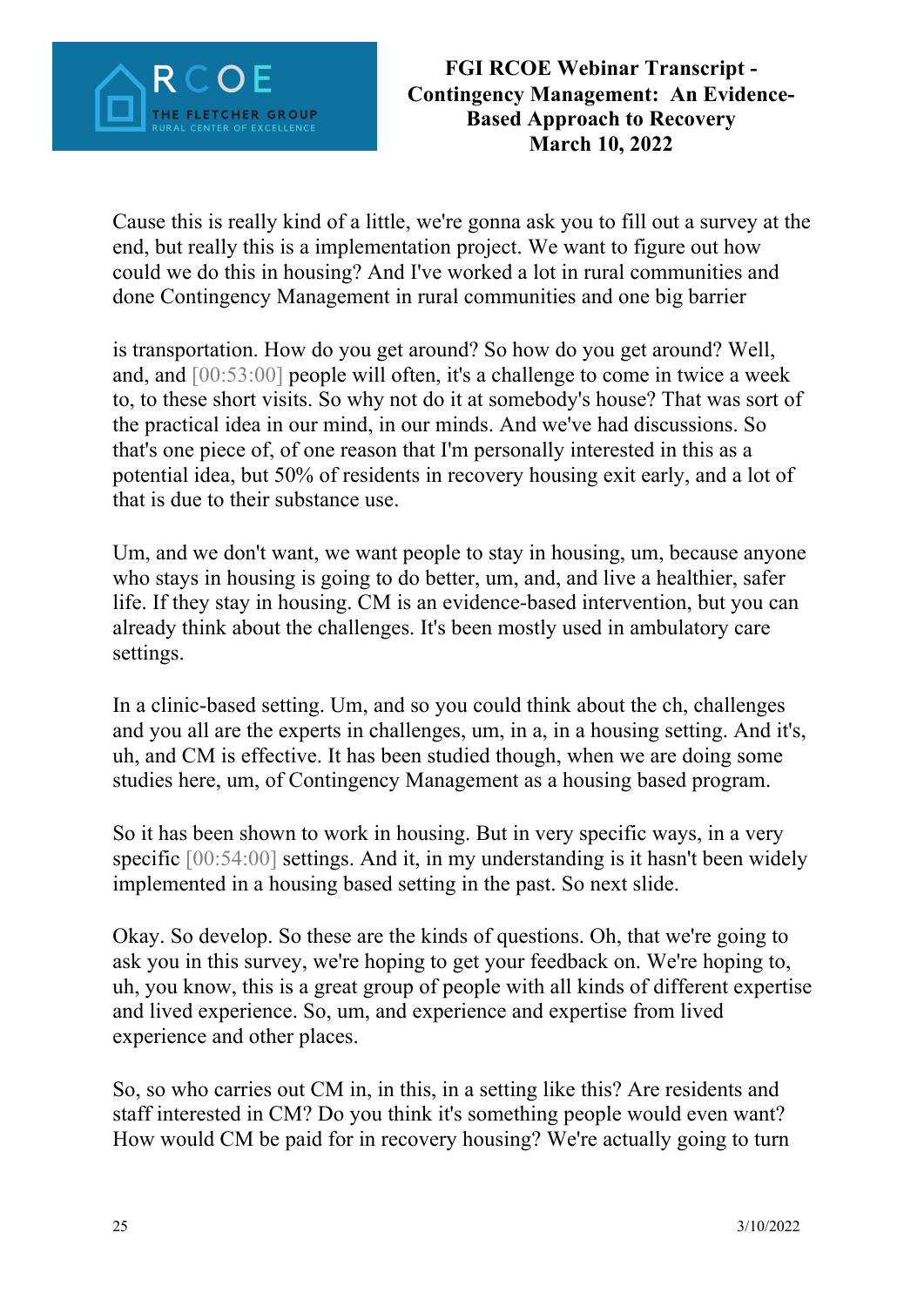Cause this is really kind of a little, we're gonna ask you to fill out a survey at the end, but really this is a implementation project. We want to figure out how could we do this in housing? And I've worked a lot in rural communities and done Contingency Management in rural communities and one big barrier

is transportation. How do you get around? So how do you get around? Well, and, and [00:53:00] people will often, it's a challenge to come in twice a week to, to these short visits. So why not do it at somebody's house? That was sort of the practical idea in our mind, in our minds. And we've had discussions. So that's one piece of, of one reason that I'm personally interested in this as a potential idea, but 50% of residents in recovery housing exit early, and a lot of that is due to their substance use.

Um, and we don't want, we want people to stay in housing, um, because anyone who stays in housing is going to do better, um, and, and live a healthier, safer life. If they stay in housing. CM is an evidence-based intervention, but you can already think about the challenges. It's been mostly used in ambulatory care settings.

In a clinic-based setting. Um, and so you could think about the ch, challenges and you all are the experts in challenges, um, in a, in a housing setting. And it's, uh, and CM is effective. It has been studied though, when we are doing some studies here, um, of Contingency Management as a housing based program.

So it has been shown to work in housing. But in very specific ways, in a very specific [00:54:00] settings. And it, in my understanding is it hasn't been widely implemented in a housing based setting in the past. So next slide.

Okay. So develop. So these are the kinds of questions. Oh, that we're going to ask you in this survey, we're hoping to get your feedback on. We're hoping to, uh, you know, this is a great group of people with all kinds of different expertise and lived experience. So, um, and experience and expertise from lived experience and other places.

So, so who carries out CM in, in this, in a setting like this? Are residents and staff interested in CM? Do you think it's something people would even want? How would CM be paid for in recovery housing? We're actually going to turn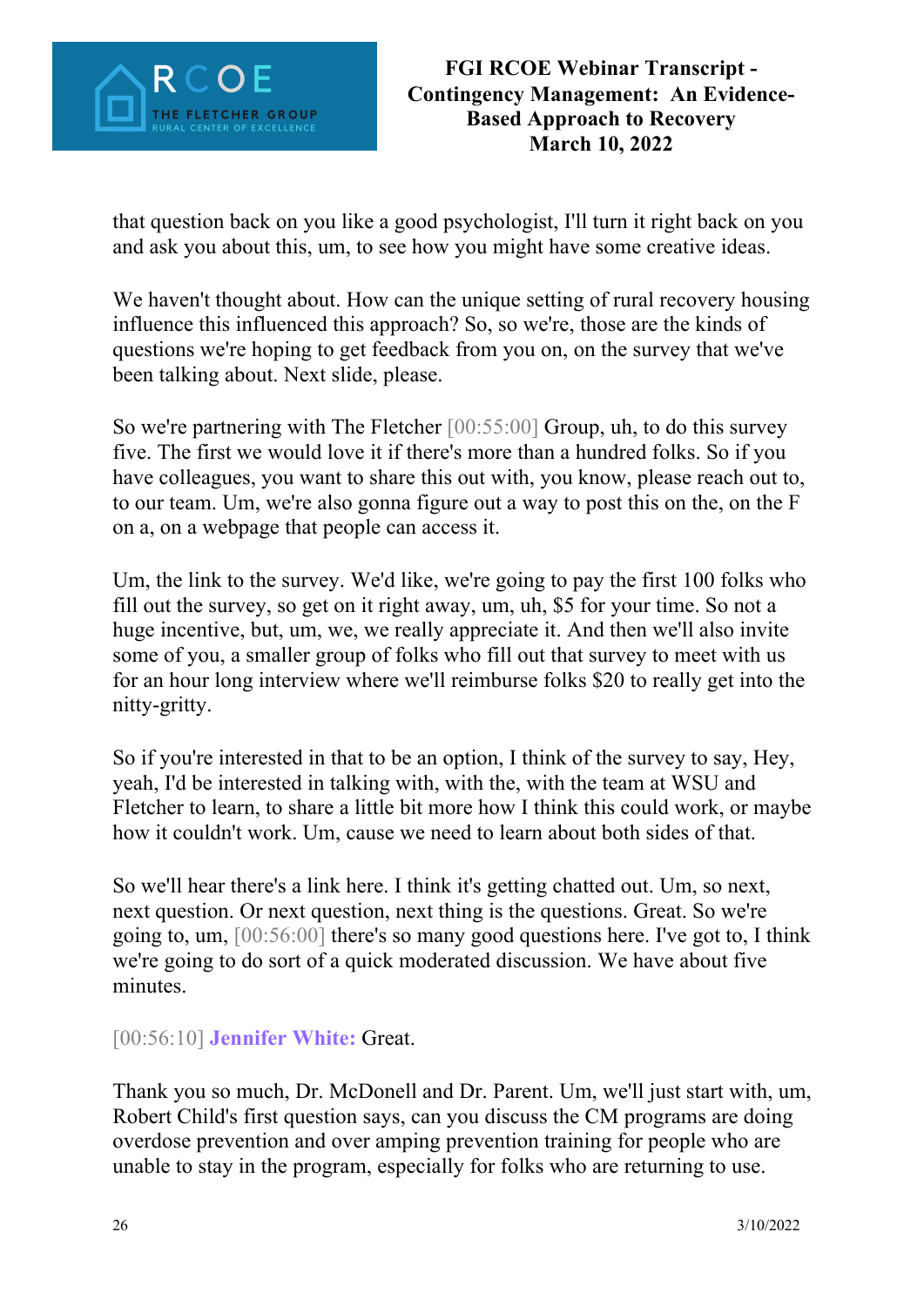that question back on you like a good psychologist, I'll turn it right back on you and ask you about this, um, to see how you might have some creative ideas.

We haven't thought about. How can the unique setting of rural recovery housing influence this influenced this approach? So, so we're, those are the kinds of questions we're hoping to get feedback from you on, on the survey that we've been talking about. Next slide, please.

So we're partnering with The Fletcher [00:55:00] Group, uh, to do this survey five. The first we would love it if there's more than a hundred folks. So if you have colleagues, you want to share this out with, you know, please reach out to, to our team. Um, we're also gonna figure out a way to post this on the, on the F on a, on a webpage that people can access it.

Um, the link to the survey. We'd like, we're going to pay the first 100 folks who fill out the survey, so get on it right away, um, uh, $5 for your time. So not a huge incentive, but, um, we, we really appreciate it. And then we'll also invite some of you, a smaller group of folks who fill out that survey to meet with us for an hour long interview where we'll reimburse folks $20 to really get into the nitty-gritty.

So if you're interested in that to be an option, I think of the survey to say, Hey, yeah, I'd be interested in talking with, with the, with the team at WSU and Fletcher to learn, to share a little bit more how I think this could work, or maybe how it couldn't work. Um, cause we need to learn about both sides of that.

So we'll hear there's a link here. I think it's getting chatted out. Um, so next, next question. Or next question, next thing is the questions. Great. So we're going to, um, [00:56:00] there's so many good questions here. I've got to, I think we're going to do sort of a quick moderated discussion. We have about five minutes.

[00:56:10] **Jennifer White:** Great.

Thank you so much, Dr. McDonell and Dr. Parent. Um, we'll just start with, um, Robert Child's first question says, can you discuss the CM programs are doing overdose prevention and over amping prevention training for people who are unable to stay in the program, especially for folks who are returning to use.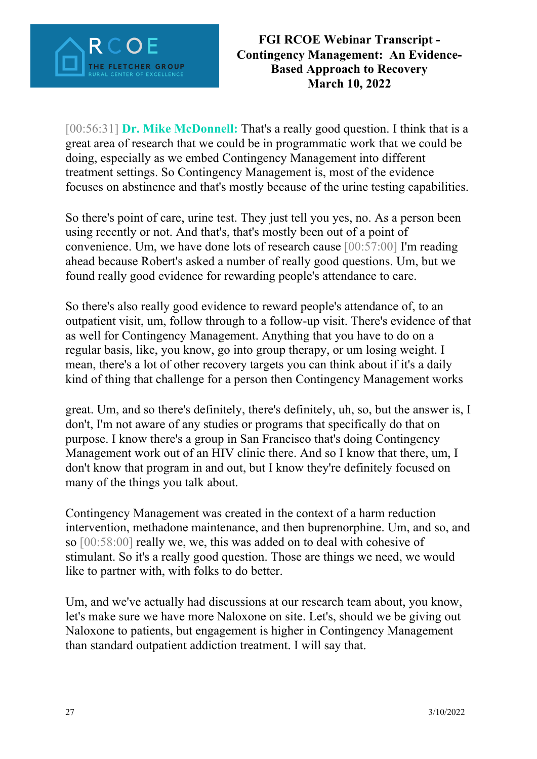[00:56:31] **Dr. Mike McDonnell:** That's a really good question. I think that is a great area of research that we could be in programmatic work that we could be doing, especially as we embed Contingency Management into different treatment settings. So Contingency Management is, most of the evidence focuses on abstinence and that's mostly because of the urine testing capabilities.

So there's point of care, urine test. They just tell you yes, no. As a person been using recently or not. And that's, that's mostly been out of a point of convenience. Um, we have done lots of research cause [00:57:00] I'm reading ahead because Robert's asked a number of really good questions. Um, but we found really good evidence for rewarding people's attendance to care.

So there's also really good evidence to reward people's attendance of, to an outpatient visit, um, follow through to a follow-up visit. There's evidence of that as well for Contingency Management. Anything that you have to do on a regular basis, like, you know, go into group therapy, or um losing weight. I mean, there's a lot of other recovery targets you can think about if it's a daily kind of thing that challenge for a person then Contingency Management works

great. Um, and so there's definitely, there's definitely, uh, so, but the answer is, I don't, I'm not aware of any studies or programs that specifically do that on purpose. I know there's a group in San Francisco that's doing Contingency Management work out of an HIV clinic there. And so I know that there, um, I don't know that program in and out, but I know they're definitely focused on many of the things you talk about.

Contingency Management was created in the context of a harm reduction intervention, methadone maintenance, and then buprenorphine. Um, and so, and so [00:58:00] really we, we, this was added on to deal with cohesive of stimulant. So it's a really good question. Those are things we need, we would like to partner with, with folks to do better.

Um, and we've actually had discussions at our research team about, you know, let's make sure we have more Naloxone on site. Let's, should we be giving out Naloxone to patients, but engagement is higher in Contingency Management than standard outpatient addiction treatment. I will say that.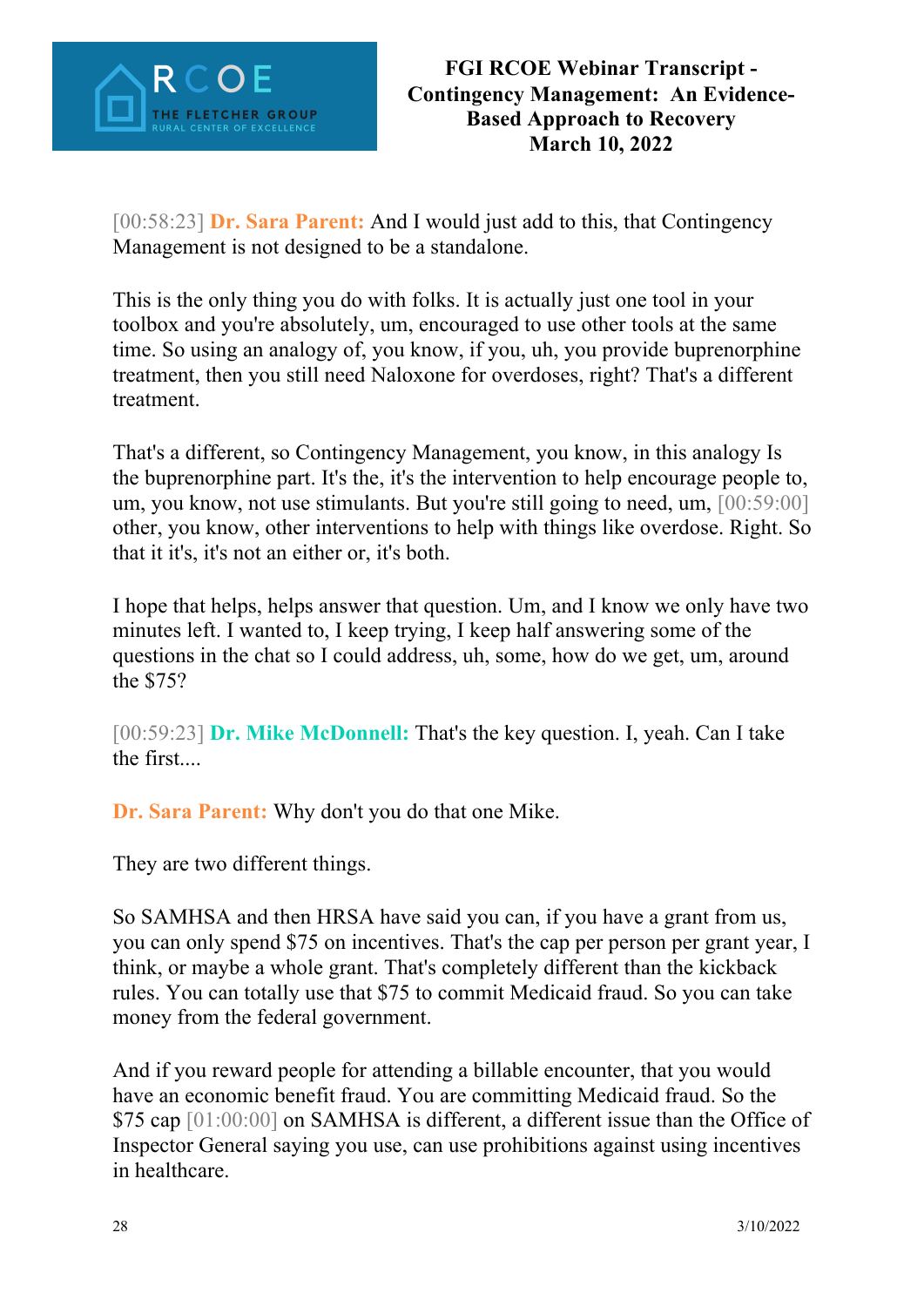[00:58:23] **Dr. Sara Parent:** And I would just add to this, that Contingency Management is not designed to be a standalone.

This is the only thing you do with folks. It is actually just one tool in your toolbox and you're absolutely, um, encouraged to use other tools at the same time. So using an analogy of, you know, if you, uh, you provide buprenorphine treatment, then you still need Naloxone for overdoses, right? That's a different treatment.

That's a different, so Contingency Management, you know, in this analogy Is the buprenorphine part. It's the, it's the intervention to help encourage people to, um, you know, not use stimulants. But you're still going to need, um, [00:59:00] other, you know, other interventions to help with things like overdose. Right. So that it it's, it's not an either or, it's both.

I hope that helps, helps answer that question. Um, and I know we only have two minutes left. I wanted to, I keep trying, I keep half answering some of the questions in the chat so I could address, uh, some, how do we get, um, around the $75?

[00:59:23] **Dr. Mike McDonnell:** That's the key question. I, yeah. Can I take the first....

**Dr. Sara Parent:** Why don't you do that one Mike.

They are two different things.

So SAMHSA and then HRSA have said you can, if you have a grant from us, you can only spend $75 on incentives. That's the cap per person per grant year, I think, or maybe a whole grant. That's completely different than the kickback rules. You can totally use that $75 to commit Medicaid fraud. So you can take money from the federal government.

And if you reward people for attending a billable encounter, that you would have an economic benefit fraud. You are committing Medicaid fraud. So the $75 cap [01:00:00] on SAMHSA is different, a different issue than the Office of Inspector General saying you use, can use prohibitions against using incentives in healthcare.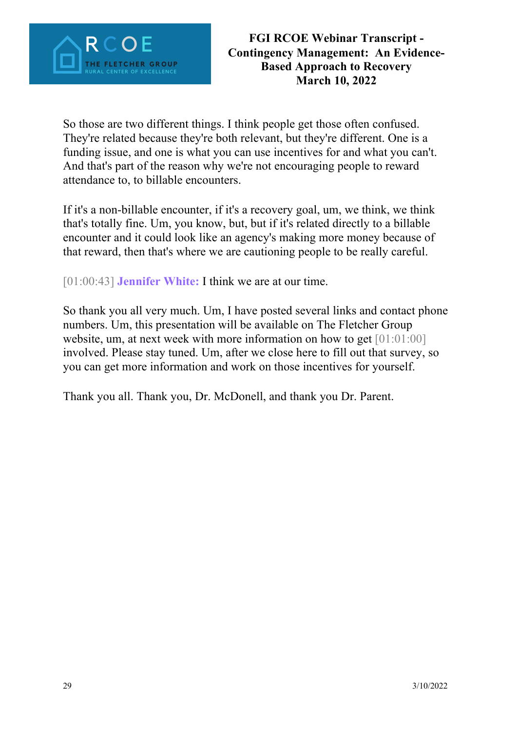So those are two different things. I think people get those often confused. They're related because they're both relevant, but they're different. One is a funding issue, and one is what you can use incentives for and what you can't. And that's part of the reason why we're not encouraging people to reward attendance to, to billable encounters.

If it's a non-billable encounter, if it's a recovery goal, um, we think, we think that's totally fine. Um, you know, but, but if it's related directly to a billable encounter and it could look like an agency's making more money because of that reward, then that's where we are cautioning people to be really careful.

[01:00:43] **Jennifer White:** I think we are at our time.

So thank you all very much. Um, I have posted several links and contact phone numbers. Um, this presentation will be available on The Fletcher Group website, um, at next week with more information on how to get [01:01:00] involved. Please stay tuned. Um, after we close here to fill out that survey, so you can get more information and work on those incentives for yourself.

Thank you all. Thank you, Dr. McDonell, and thank you Dr. Parent.